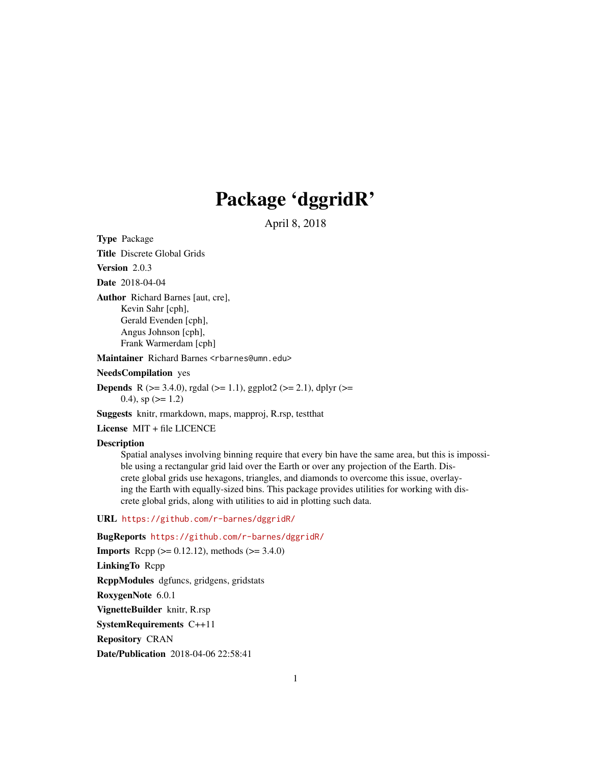# Package 'dggridR'

April 8, 2018

**Type** Package

**Title** Discrete Global Grids

**Version** 2.0.3

**Date** 2018-04-04

**Author** Richard Barnes [aut, cre],
Kevin Sahr [cph],
Gerald Evenden [cph],
Angus Johnson [cph],
Frank Warmerdam [cph]

**Maintainer** Richard Barnes <rbarnes@umn.edu>

**NeedsCompilation** yes

**Depends** R (>= 3.4.0), rgdal (>= 1.1), ggplot2 (>= 2.1), dplyr (>= 0.4), sp (>= 1.2)

**Suggests** knitr, rmarkdown, maps, mapproj, R.rsp, testthat

**License** MIT + file LICENCE

**Description**
Spatial analyses involving binning require that every bin have the same area, but this is impossible using a rectangular grid laid over the Earth or over any projection of the Earth. Discrete global grids use hexagons, triangles, and diamonds to overcome this issue, overlaying the Earth with equally-sized bins. This package provides utilities for working with discrete global grids, along with utilities to aid in plotting such data.

**URL** https://github.com/r-barnes/dggridR/

**BugReports** https://github.com/r-barnes/dggridR/

**Imports** Rcpp (>= 0.12.12), methods (>= 3.4.0)

**LinkingTo** Rcpp

**RcppModules** dgfuncs, gridgens, gridstats

**RoxygenNote** 6.0.1

**VignetteBuilder** knitr, R.rsp

**SystemRequirements** C++11

**Repository** CRAN

**Date/Publication** 2018-04-06 22:58:41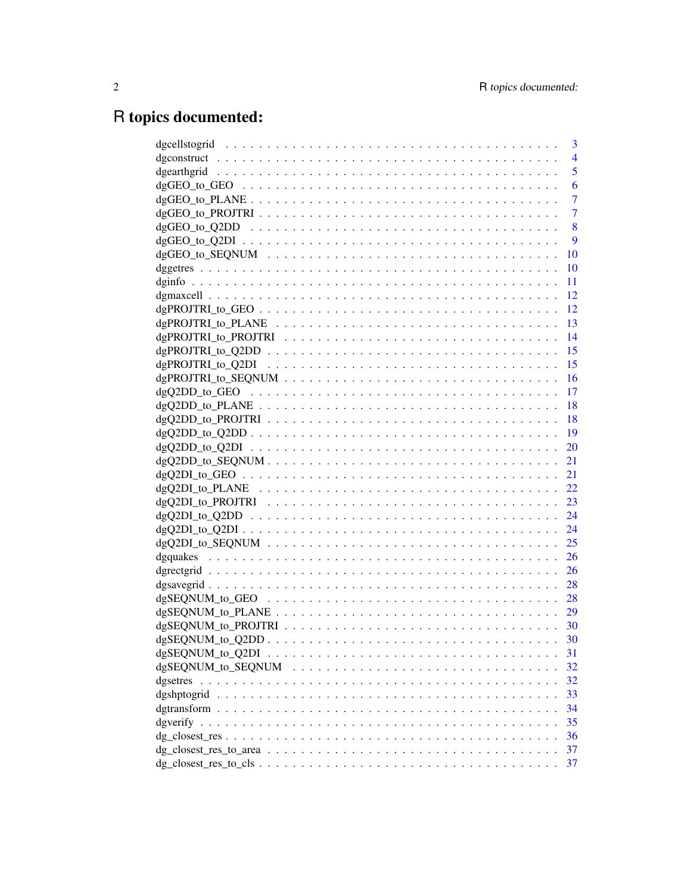# R topics documented:

| | |
|---|---|
| dgcellstogrid | 3 |
| dgconstruct | 4 |
| dgearthgrid | 5 |
| dgGEO_to_GEO | 6 |
| dgGEO_to_PLANE | 7 |
| dgGEO_to_PROJTRI | 7 |
| dgGEO_to_Q2DD | 8 |
| dgGEO_to_Q2DI | 9 |
| dgGEO_to_SEQNUM | 10 |
| dggetres | 10 |
| dginfo | 11 |
| dgmaxcell | 12 |
| dgPROJTRI_to_GEO | 12 |
| dgPROJTRI_to_PLANE | 13 |
| dgPROJTRI_to_PROJTRI | 14 |
| dgPROJTRI_to_Q2DD | 15 |
| dgPROJTRI_to_Q2DI | 15 |
| dgPROJTRI_to_SEQNUM | 16 |
| dgQ2DD_to_GEO | 17 |
| dgQ2DD_to_PLANE | 18 |
| dgQ2DD_to_PROJTRI | 18 |
| dgQ2DD_to_Q2DD | 19 |
| dgQ2DD_to_Q2DI | 20 |
| dgQ2DD_to_SEQNUM | 21 |
| dgQ2DI_to_GEO | 21 |
| dgQ2DI_to_PLANE | 22 |
| dgQ2DI_to_PROJTRI | 23 |
| dgQ2DI_to_Q2DD | 24 |
| dgQ2DI_to_Q2DI | 24 |
| dgQ2DI_to_SEQNUM | 25 |
| dgquakes | 26 |
| dgrectgrid | 26 |
| dgsavegrid | 28 |
| dgSEQNUM_to_GEO | 28 |
| dgSEQNUM_to_PLANE | 29 |
| dgSEQNUM_to_PROJTRI | 30 |
| dgSEQNUM_to_Q2DD | 30 |
| dgSEQNUM_to_Q2DI | 31 |
| dgSEQNUM_to_SEQNUM | 32 |
| dgsetres | 32 |
| dgshptogrid | 33 |
| dgtransform | 34 |
| dgverify | 35 |
| dg_closest_res | 36 |
| dg_closest_res_to_area | 37 |
| dg_closest_res_to_cls | 37 |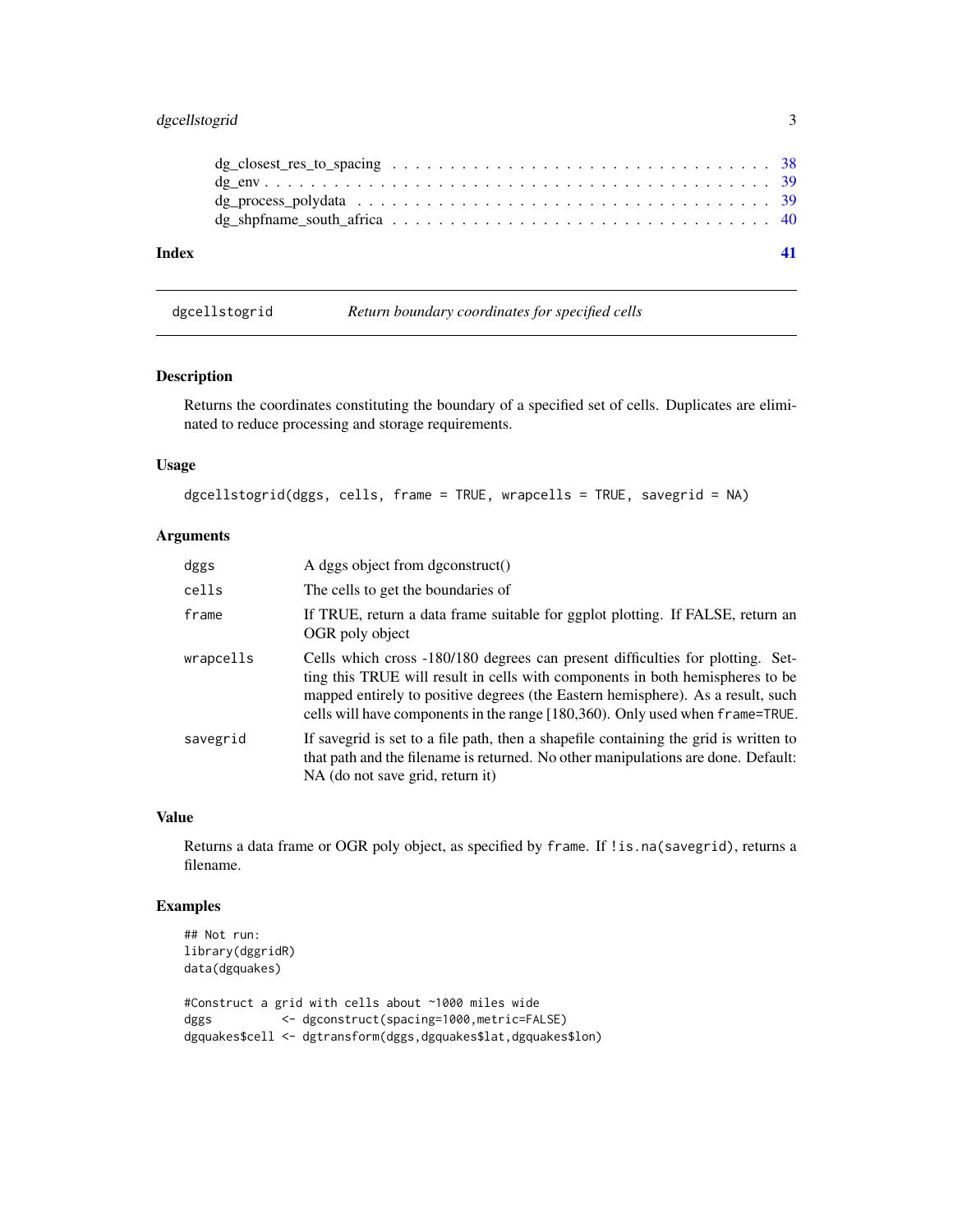dg_closest_res_to_spacing . . . . . . . . . . . . . . . . . . . . . . . . . . . . . . 38
dg_env . . . . . . . . . . . . . . . . . . . . . . . . . . . . . . . . . . . . . . . . 39
dg_process_polydata . . . . . . . . . . . . . . . . . . . . . . . . . . . . . . . . . 39
dg_shpfname_south_africa . . . . . . . . . . . . . . . . . . . . . . . . . . . . . . 40

**Index** **41**

---

## dgcellstogrid — *Return boundary coordinates for specified cells*

---

### Description

Returns the coordinates constituting the boundary of a specified set of cells. Duplicates are eliminated to reduce processing and storage requirements.

### Usage

```
dgcellstogrid(dggs, cells, frame = TRUE, wrapcells = TRUE, savegrid = NA)
```

### Arguments

| | |
|---|---|
| `dggs` | A dggs object from dgconstruct() |
| `cells` | The cells to get the boundaries of |
| `frame` | If TRUE, return a data frame suitable for ggplot plotting. If FALSE, return an OGR poly object |
| `wrapcells` | Cells which cross -180/180 degrees can present difficulties for plotting. Setting this TRUE will result in cells with components in both hemispheres to be mapped entirely to positive degrees (the Eastern hemisphere). As a result, such cells will have components in the range [180,360). Only used when `frame=TRUE`. |
| `savegrid` | If savegrid is set to a file path, then a shapefile containing the grid is written to that path and the filename is returned. No other manipulations are done. Default: NA (do not save grid, return it) |

### Value

Returns a data frame or OGR poly object, as specified by `frame`. If `!is.na(savegrid)`, returns a filename.

### Examples

```
## Not run:
library(dggridR)
data(dgquakes)

#Construct a grid with cells about ~1000 miles wide
dggs          <- dgconstruct(spacing=1000,metric=FALSE)
dgquakes$cell <- dgtransform(dggs,dgquakes$lat,dgquakes$lon)
```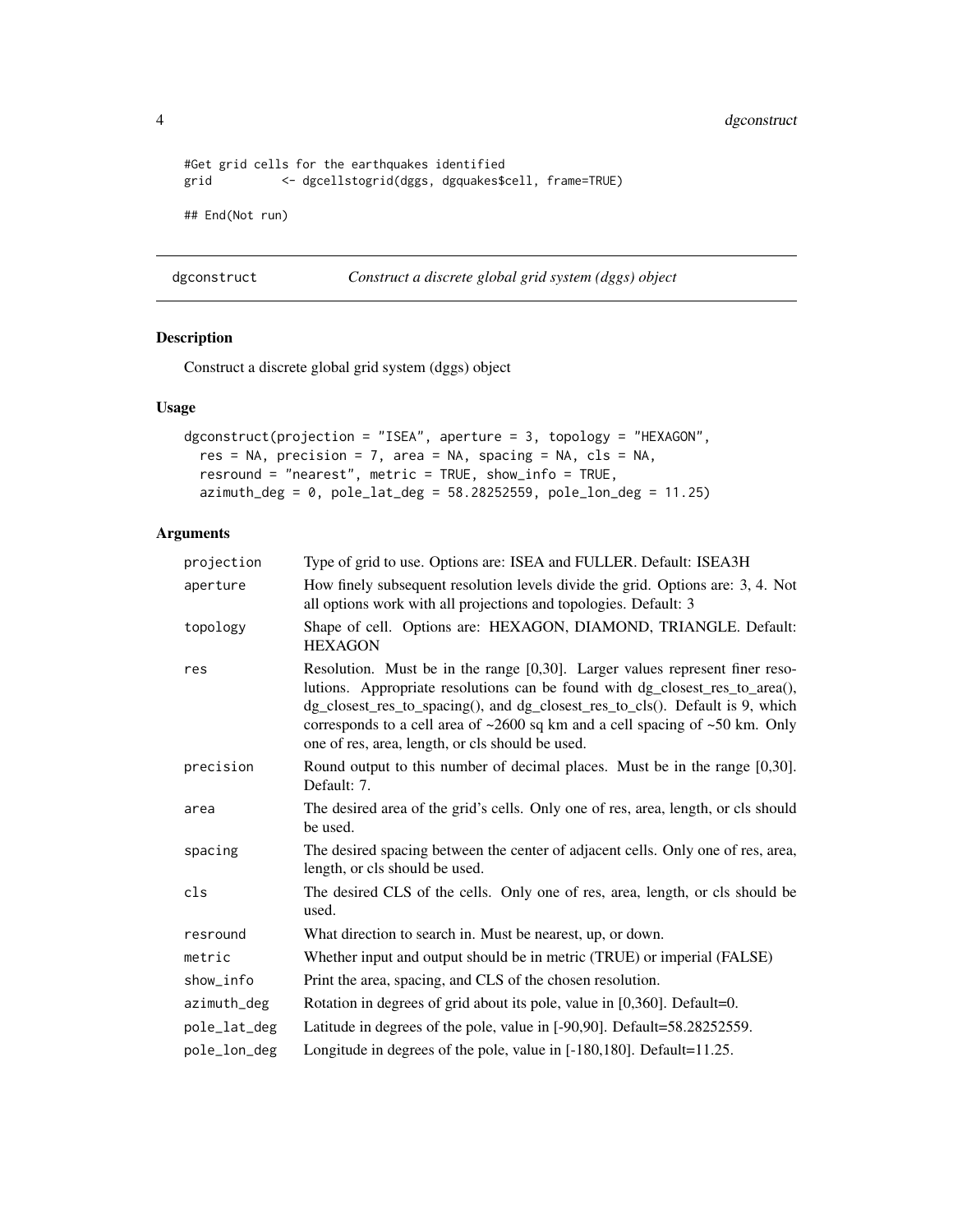```
#Get grid cells for the earthquakes identified
grid         <- dgcellstogrid(dggs, dgquakes$cell, frame=TRUE)

## End(Not run)
```

---

## dgconstruct — *Construct a discrete global grid system (dggs) object*

### Description

Construct a discrete global grid system (dggs) object

### Usage

```
dgconstruct(projection = "ISEA", aperture = 3, topology = "HEXAGON",
  res = NA, precision = 7, area = NA, spacing = NA, cls = NA,
  resround = "nearest", metric = TRUE, show_info = TRUE,
  azimuth_deg = 0, pole_lat_deg = 58.28252559, pole_lon_deg = 11.25)
```

### Arguments

| | |
|---|---|
| `projection` | Type of grid to use. Options are: ISEA and FULLER. Default: ISEA3H |
| `aperture` | How finely subsequent resolution levels divide the grid. Options are: 3, 4. Not all options work with all projections and topologies. Default: 3 |
| `topology` | Shape of cell. Options are: HEXAGON, DIAMOND, TRIANGLE. Default: HEXAGON |
| `res` | Resolution. Must be in the range [0,30]. Larger values represent finer resolutions. Appropriate resolutions can be found with dg_closest_res_to_area(), dg_closest_res_to_spacing(), and dg_closest_res_to_cls(). Default is 9, which corresponds to a cell area of ~2600 sq km and a cell spacing of ~50 km. Only one of res, area, length, or cls should be used. |
| `precision` | Round output to this number of decimal places. Must be in the range [0,30]. Default: 7. |
| `area` | The desired area of the grid's cells. Only one of res, area, length, or cls should be used. |
| `spacing` | The desired spacing between the center of adjacent cells. Only one of res, area, length, or cls should be used. |
| `cls` | The desired CLS of the cells. Only one of res, area, length, or cls should be used. |
| `resround` | What direction to search in. Must be nearest, up, or down. |
| `metric` | Whether input and output should be in metric (TRUE) or imperial (FALSE) |
| `show_info` | Print the area, spacing, and CLS of the chosen resolution. |
| `azimuth_deg` | Rotation in degrees of grid about its pole, value in [0,360]. Default=0. |
| `pole_lat_deg` | Latitude in degrees of the pole, value in [-90,90]. Default=58.28252559. |
| `pole_lon_deg` | Longitude in degrees of the pole, value in [-180,180]. Default=11.25. |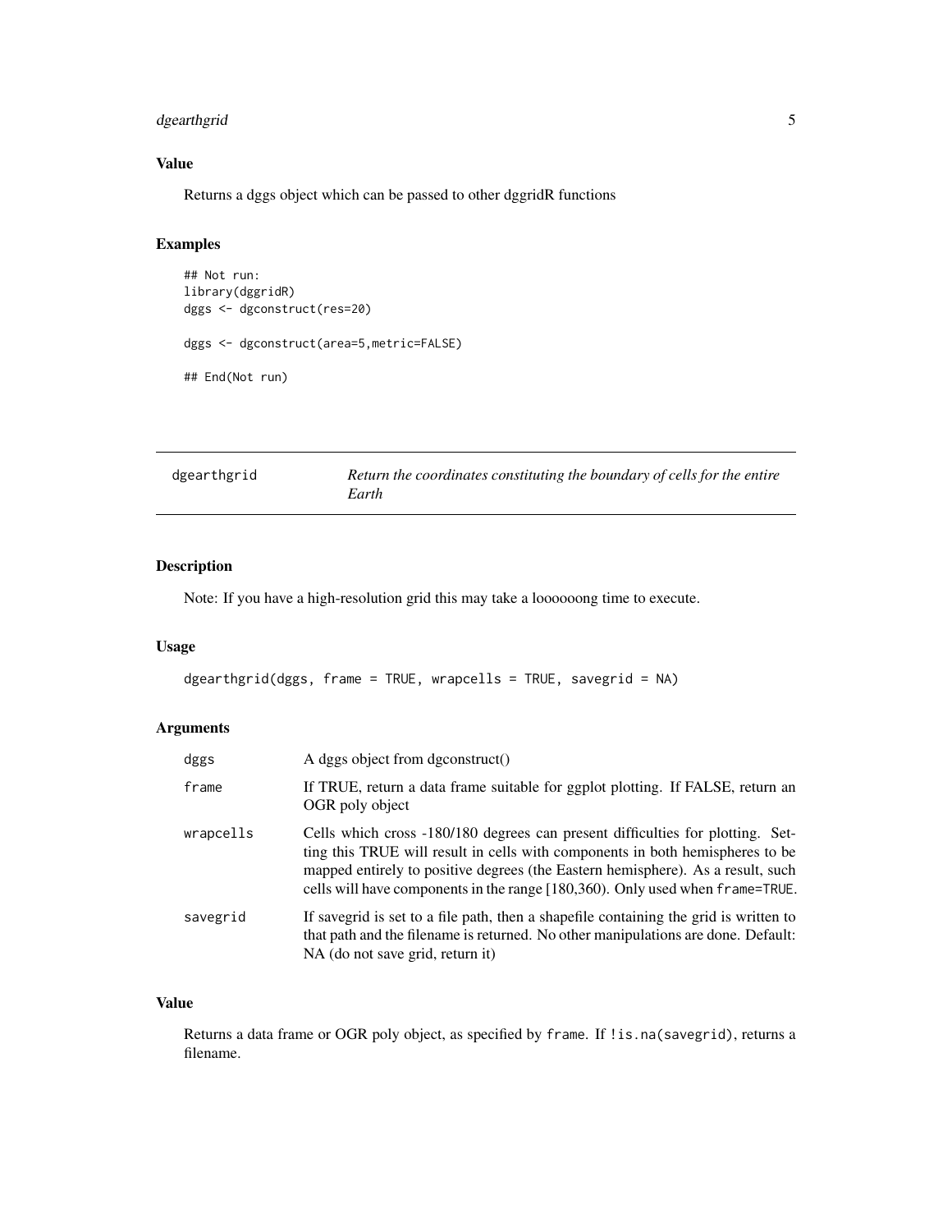## Value

Returns a dggs object which can be passed to other dggridR functions

## Examples

```
## Not run:
library(dggridR)
dggs <- dgconstruct(res=20)

dggs <- dgconstruct(area=5,metric=FALSE)

## End(Not run)
```

---

# dgearthgrid — *Return the coordinates constituting the boundary of cells for the entire Earth*

---

## Description

Note: If you have a high-resolution grid this may take a loooooong time to execute.

## Usage

```
dgearthgrid(dggs, frame = TRUE, wrapcells = TRUE, savegrid = NA)
```

## Arguments

| | |
|---|---|
| dggs | A dggs object from dgconstruct() |
| frame | If TRUE, return a data frame suitable for ggplot plotting. If FALSE, return an OGR poly object |
| wrapcells | Cells which cross -180/180 degrees can present difficulties for plotting. Setting this TRUE will result in cells with components in both hemispheres to be mapped entirely to positive degrees (the Eastern hemisphere). As a result, such cells will have components in the range [180,360). Only used when `frame=TRUE`. |
| savegrid | If savegrid is set to a file path, then a shapefile containing the grid is written to that path and the filename is returned. No other manipulations are done. Default: NA (do not save grid, return it) |

## Value

Returns a data frame or OGR poly object, as specified by `frame`. If `!is.na(savegrid)`, returns a filename.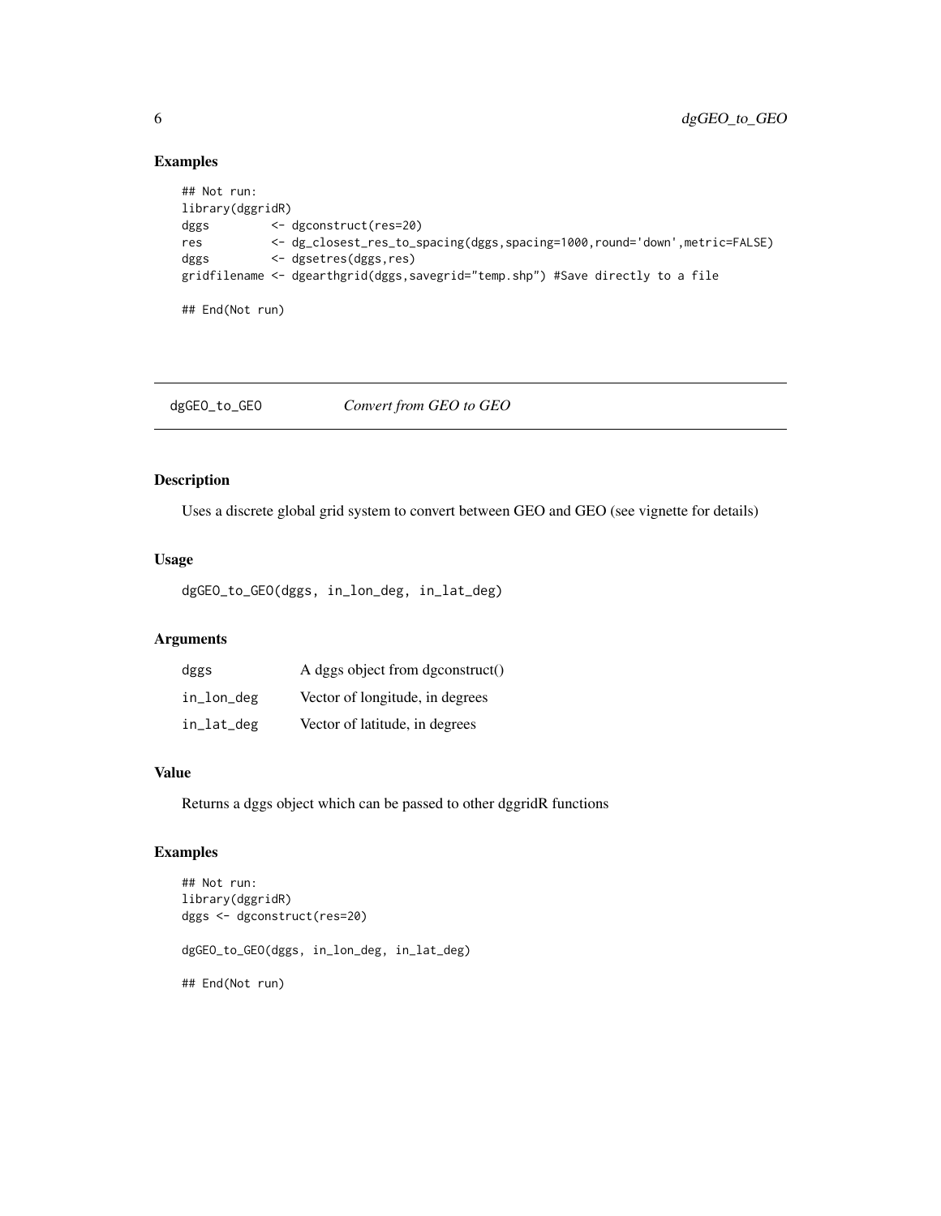### Examples

```
## Not run:
library(dggridR)
dggs         <- dgconstruct(res=20)
res          <- dg_closest_res_to_spacing(dggs,spacing=1000,round='down',metric=FALSE)
dggs         <- dgsetres(dggs,res)
gridfilename <- dgearthgrid(dggs,savegrid="temp.shp") #Save directly to a file

## End(Not run)
```

---

## dgGEO_to_GEO    *Convert from GEO to GEO*

---

### Description

Uses a discrete global grid system to convert between GEO and GEO (see vignette for details)

### Usage

```
dgGEO_to_GEO(dggs, in_lon_deg, in_lat_deg)
```

### Arguments

| | |
|---|---|
| dggs | A dggs object from dgconstruct() |
| in_lon_deg | Vector of longitude, in degrees |
| in_lat_deg | Vector of latitude, in degrees |

### Value

Returns a dggs object which can be passed to other dggridR functions

### Examples

```
## Not run:
library(dggridR)
dggs <- dgconstruct(res=20)

dgGEO_to_GEO(dggs, in_lon_deg, in_lat_deg)

## End(Not run)
```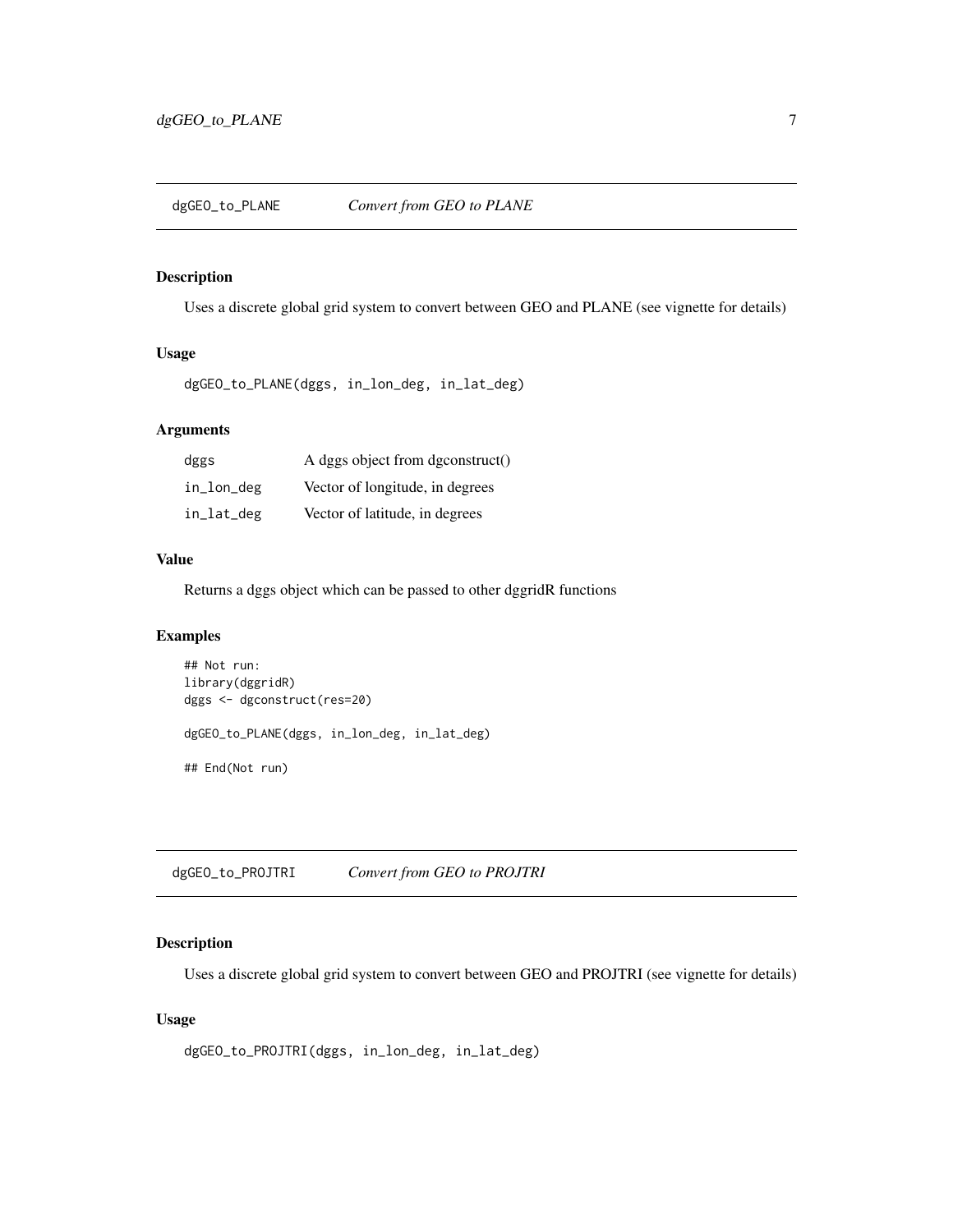## dgGEO_to_PLANE    *Convert from GEO to PLANE*

### Description

Uses a discrete global grid system to convert between GEO and PLANE (see vignette for details)

### Usage

```
dgGEO_to_PLANE(dggs, in_lon_deg, in_lat_deg)
```

### Arguments

| | |
|---|---|
| dggs | A dggs object from dgconstruct() |
| in_lon_deg | Vector of longitude, in degrees |
| in_lat_deg | Vector of latitude, in degrees |

### Value

Returns a dggs object which can be passed to other dggridR functions

### Examples

```
## Not run:
library(dggridR)
dggs <- dgconstruct(res=20)

dgGEO_to_PLANE(dggs, in_lon_deg, in_lat_deg)

## End(Not run)
```

## dgGEO_to_PROJTRI    *Convert from GEO to PROJTRI*

### Description

Uses a discrete global grid system to convert between GEO and PROJTRI (see vignette for details)

### Usage

```
dgGEO_to_PROJTRI(dggs, in_lon_deg, in_lat_deg)
```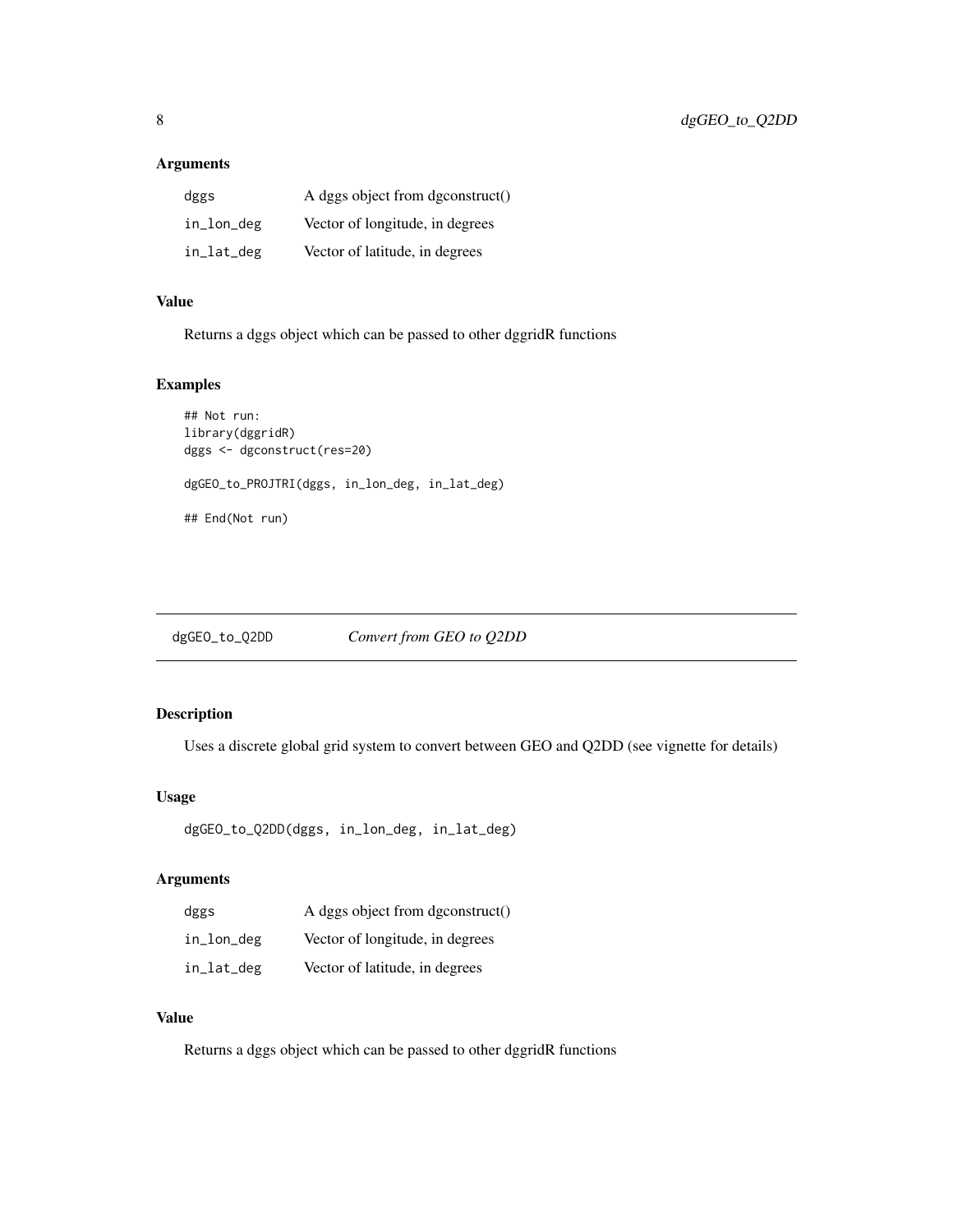### Arguments

| | |
|---|---|
| dggs | A dggs object from dgconstruct() |
| in_lon_deg | Vector of longitude, in degrees |
| in_lat_deg | Vector of latitude, in degrees |

### Value

Returns a dggs object which can be passed to other dggridR functions

### Examples

```
## Not run:
library(dggridR)
dggs <- dgconstruct(res=20)

dgGEO_to_PROJTRI(dggs, in_lon_deg, in_lat_deg)

## End(Not run)
```

---

## dgGEO_to_Q2DD &nbsp;&nbsp;&nbsp; *Convert from GEO to Q2DD*

---

### Description

Uses a discrete global grid system to convert between GEO and Q2DD (see vignette for details)

### Usage

```
dgGEO_to_Q2DD(dggs, in_lon_deg, in_lat_deg)
```

### Arguments

| | |
|---|---|
| dggs | A dggs object from dgconstruct() |
| in_lon_deg | Vector of longitude, in degrees |
| in_lat_deg | Vector of latitude, in degrees |

### Value

Returns a dggs object which can be passed to other dggridR functions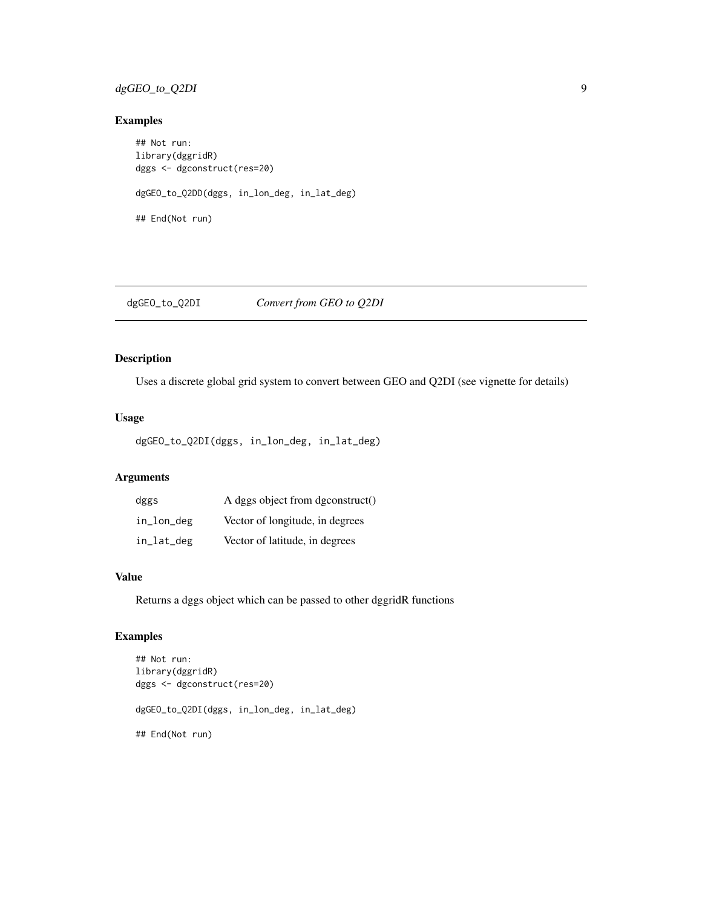## Examples

```
## Not run:
library(dggridR)
dggs <- dgconstruct(res=20)

dgGEO_to_Q2DD(dggs, in_lon_deg, in_lat_deg)

## End(Not run)
```

---

# dgGEO_to_Q2DI *Convert from GEO to Q2DI*

---

## Description

Uses a discrete global grid system to convert between GEO and Q2DI (see vignette for details)

## Usage

```
dgGEO_to_Q2DI(dggs, in_lon_deg, in_lat_deg)
```

## Arguments

| | |
|---|---|
| `dggs` | A dggs object from dgconstruct() |
| `in_lon_deg` | Vector of longitude, in degrees |
| `in_lat_deg` | Vector of latitude, in degrees |

## Value

Returns a dggs object which can be passed to other dggridR functions

## Examples

```
## Not run:
library(dggridR)
dggs <- dgconstruct(res=20)

dgGEO_to_Q2DI(dggs, in_lon_deg, in_lat_deg)

## End(Not run)
```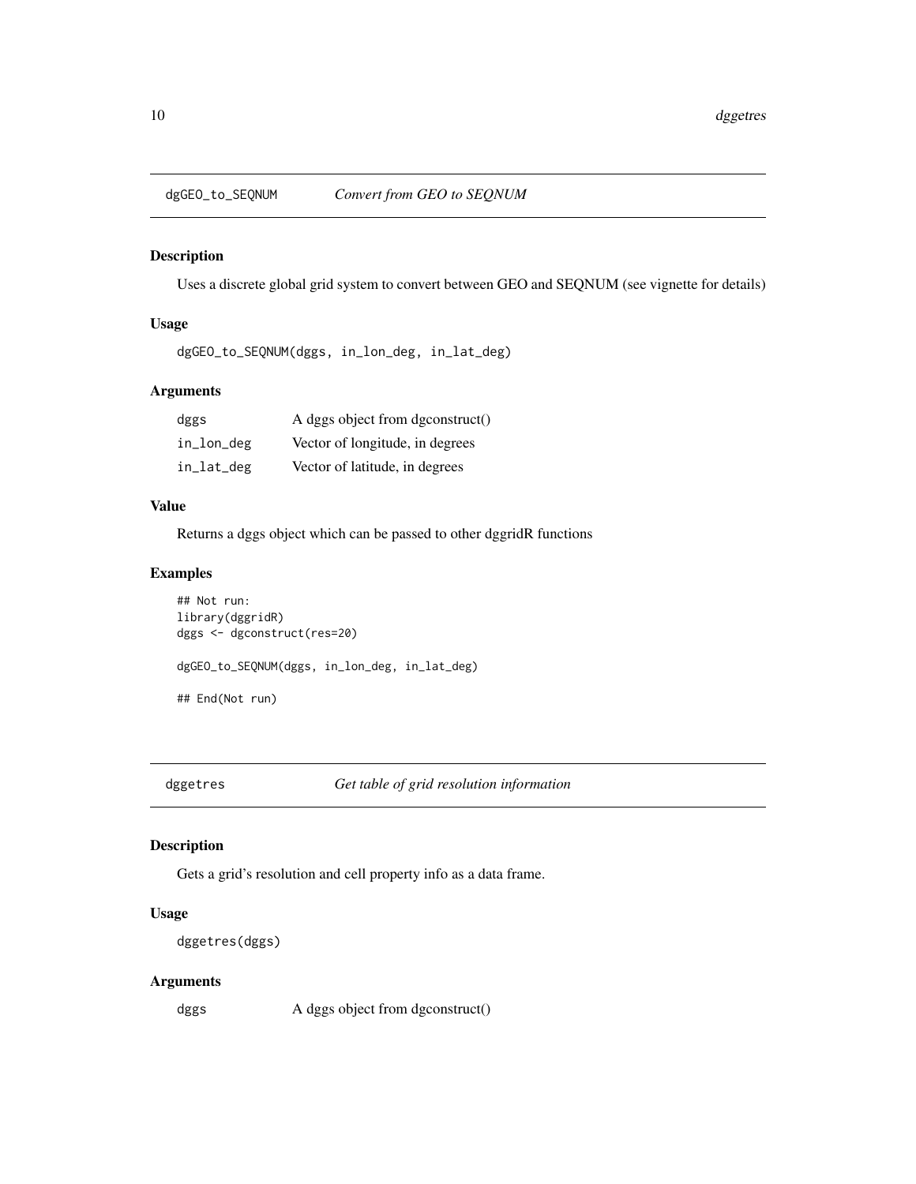## dgGEO_to_SEQNUM *Convert from GEO to SEQNUM*

### Description

Uses a discrete global grid system to convert between GEO and SEQNUM (see vignette for details)

### Usage

```
dgGEO_to_SEQNUM(dggs, in_lon_deg, in_lat_deg)
```

### Arguments

| | |
|---|---|
| dggs | A dggs object from dgconstruct() |
| in_lon_deg | Vector of longitude, in degrees |
| in_lat_deg | Vector of latitude, in degrees |

### Value

Returns a dggs object which can be passed to other dggridR functions

### Examples

```
## Not run:
library(dggridR)
dggs <- dgconstruct(res=20)

dgGEO_to_SEQNUM(dggs, in_lon_deg, in_lat_deg)

## End(Not run)
```

## dggetres *Get table of grid resolution information*

### Description

Gets a grid's resolution and cell property info as a data frame.

### Usage

```
dggetres(dggs)
```

### Arguments

| | |
|---|---|
| dggs | A dggs object from dgconstruct() |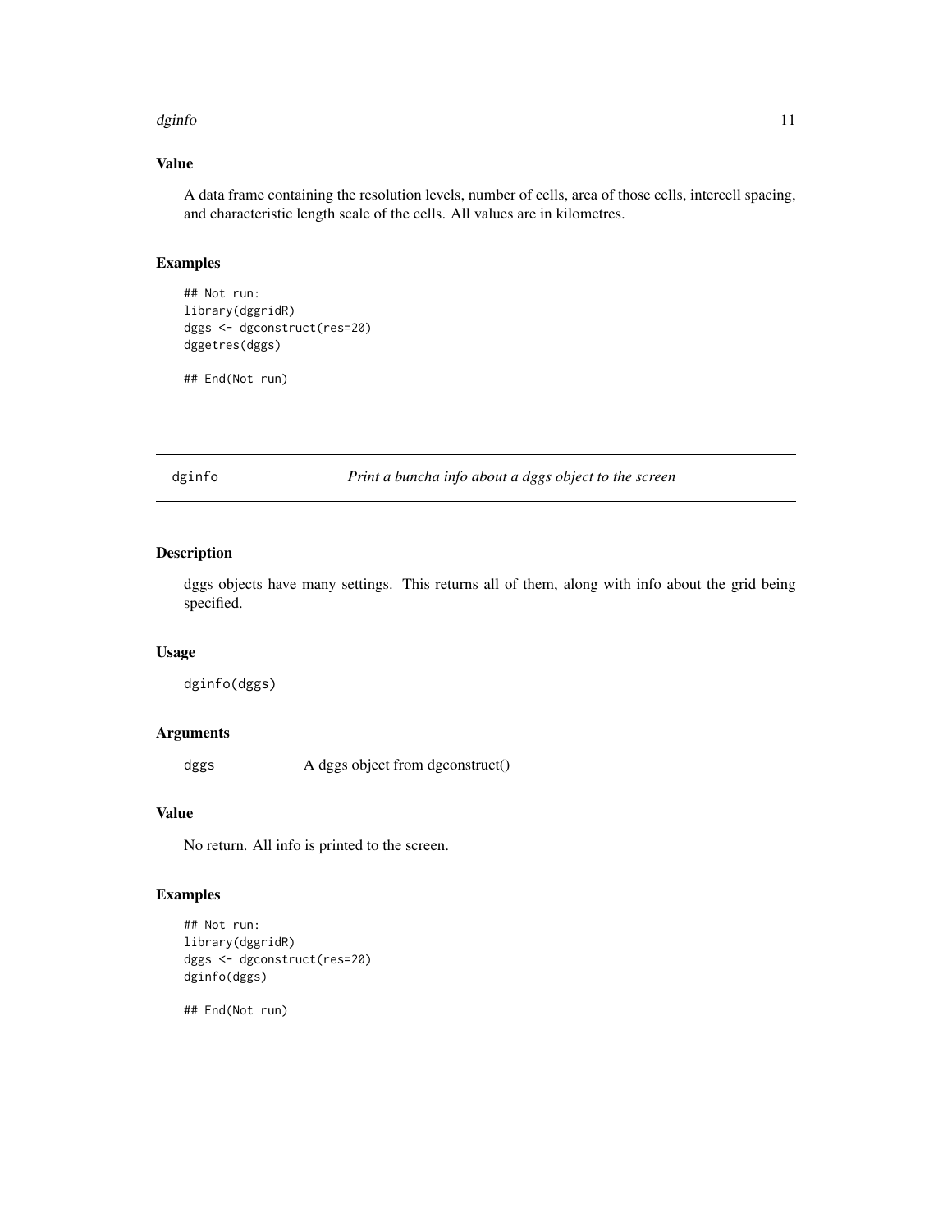### Value

A data frame containing the resolution levels, number of cells, area of those cells, intercell spacing, and characteristic length scale of the cells. All values are in kilometres.

### Examples

```
## Not run:
library(dggridR)
dggs <- dgconstruct(res=20)
dggetres(dggs)

## End(Not run)
```

---

## dginfo — *Print a buncha info about a dggs object to the screen*

---

### Description

dggs objects have many settings. This returns all of them, along with info about the grid being specified.

### Usage

```
dginfo(dggs)
```

### Arguments

| | |
|---|---|
| dggs | A dggs object from dgconstruct() |

### Value

No return. All info is printed to the screen.

### Examples

```
## Not run:
library(dggridR)
dggs <- dgconstruct(res=20)
dginfo(dggs)

## End(Not run)
```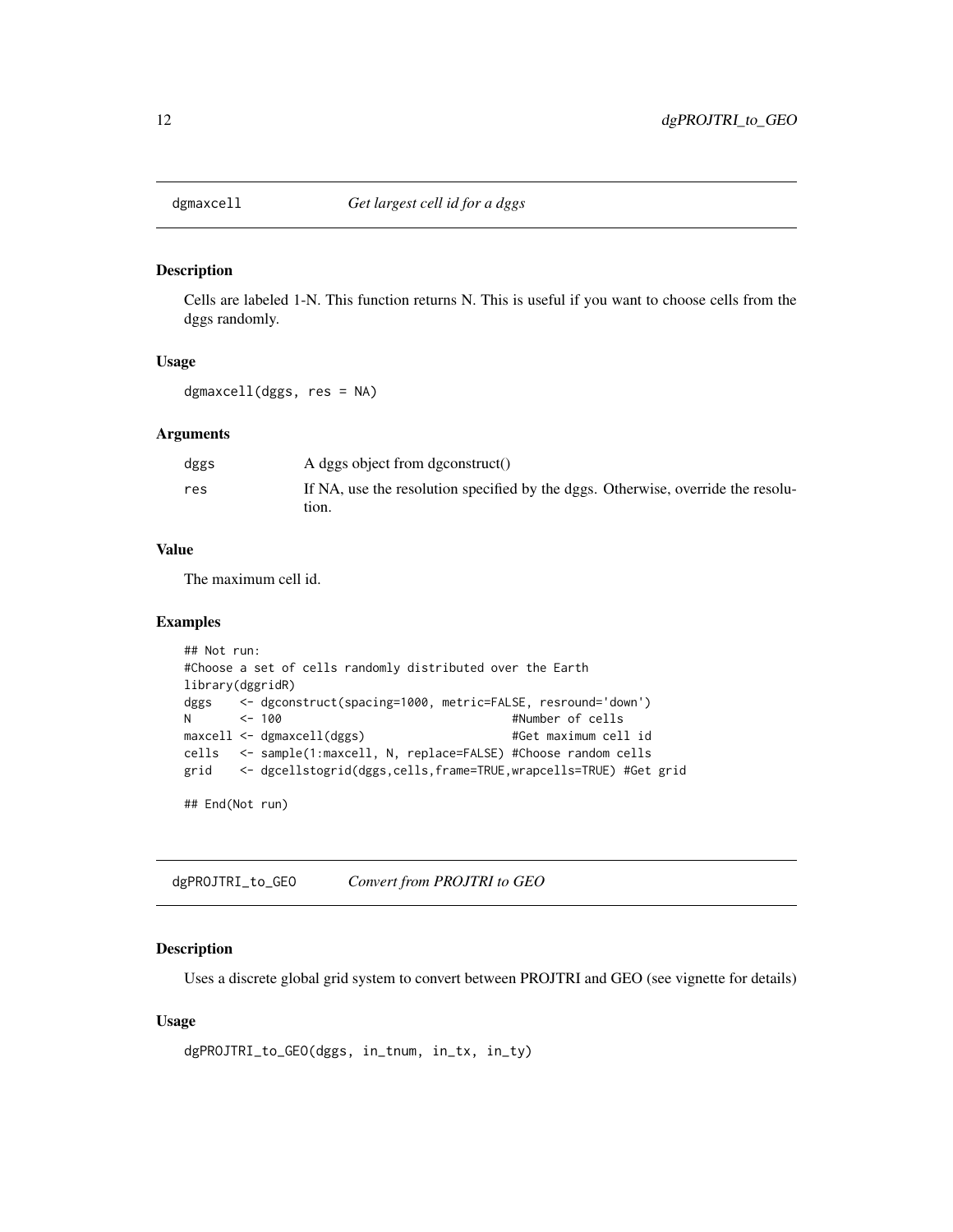## dgmaxcell — *Get largest cell id for a dggs*

### Description

Cells are labeled 1-N. This function returns N. This is useful if you want to choose cells from the dggs randomly.

### Usage

```
dgmaxcell(dggs, res = NA)
```

### Arguments

| | |
|---|---|
| dggs | A dggs object from dgconstruct() |
| res | If NA, use the resolution specified by the dggs. Otherwise, override the resolution. |

### Value

The maximum cell id.

### Examples

```
## Not run:
#Choose a set of cells randomly distributed over the Earth
library(dggridR)
dggs    <- dgconstruct(spacing=1000, metric=FALSE, resround='down')
N       <- 100                                  #Number of cells
maxcell <- dgmaxcell(dggs)                      #Get maximum cell id
cells   <- sample(1:maxcell, N, replace=FALSE) #Choose random cells
grid    <- dgcellstogrid(dggs,cells,frame=TRUE,wrapcells=TRUE) #Get grid

## End(Not run)
```

## dgPROJTRI_to_GEO — *Convert from PROJTRI to GEO*

### Description

Uses a discrete global grid system to convert between PROJTRI and GEO (see vignette for details)

### Usage

```
dgPROJTRI_to_GEO(dggs, in_tnum, in_tx, in_ty)
```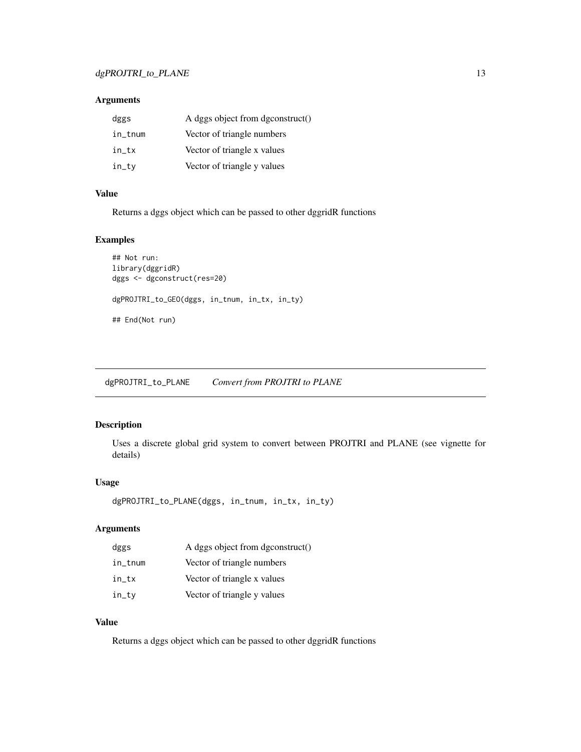### Arguments

| | |
|---|---|
| dggs | A dggs object from dgconstruct() |
| in_tnum | Vector of triangle numbers |
| in_tx | Vector of triangle x values |
| in_ty | Vector of triangle y values |

### Value

Returns a dggs object which can be passed to other dggridR functions

### Examples

```
## Not run:
library(dggridR)
dggs <- dgconstruct(res=20)

dgPROJTRI_to_GEO(dggs, in_tnum, in_tx, in_ty)

## End(Not run)
```

## dgPROJTRI_to_PLANE    *Convert from PROJTRI to PLANE*

### Description

Uses a discrete global grid system to convert between PROJTRI and PLANE (see vignette for details)

### Usage

```
dgPROJTRI_to_PLANE(dggs, in_tnum, in_tx, in_ty)
```

### Arguments

| | |
|---|---|
| dggs | A dggs object from dgconstruct() |
| in_tnum | Vector of triangle numbers |
| in_tx | Vector of triangle x values |
| in_ty | Vector of triangle y values |

### Value

Returns a dggs object which can be passed to other dggridR functions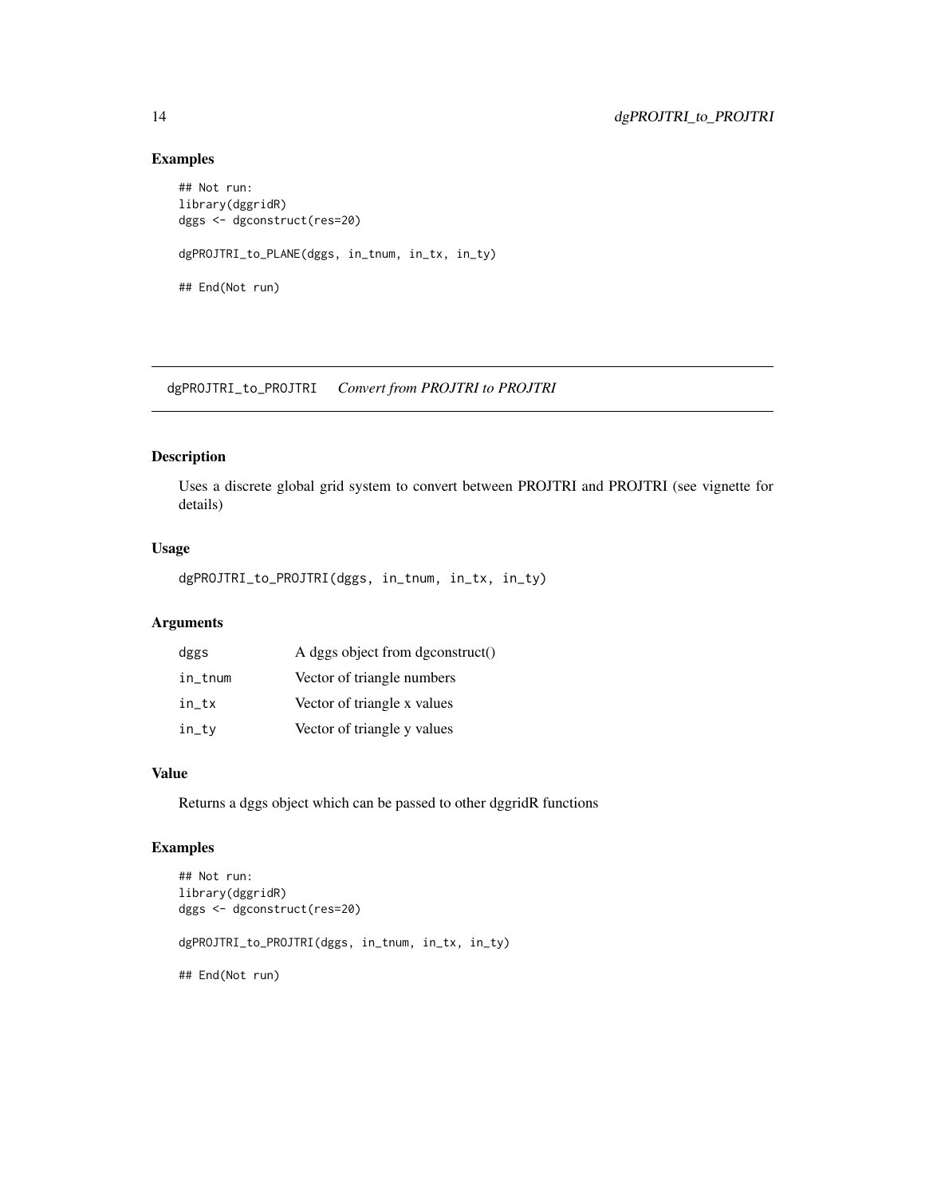## Examples

```
## Not run:
library(dggridR)
dggs <- dgconstruct(res=20)

dgPROJTRI_to_PLANE(dggs, in_tnum, in_tx, in_ty)

## End(Not run)
```

# dgPROJTRI_to_PROJTRI *Convert from PROJTRI to PROJTRI*

## Description

Uses a discrete global grid system to convert between PROJTRI and PROJTRI (see vignette for details)

## Usage

```
dgPROJTRI_to_PROJTRI(dggs, in_tnum, in_tx, in_ty)
```

## Arguments

| | |
|---|---|
| dggs | A dggs object from dgconstruct() |
| in_tnum | Vector of triangle numbers |
| in_tx | Vector of triangle x values |
| in_ty | Vector of triangle y values |

## Value

Returns a dggs object which can be passed to other dggridR functions

## Examples

```
## Not run:
library(dggridR)
dggs <- dgconstruct(res=20)

dgPROJTRI_to_PROJTRI(dggs, in_tnum, in_tx, in_ty)

## End(Not run)
```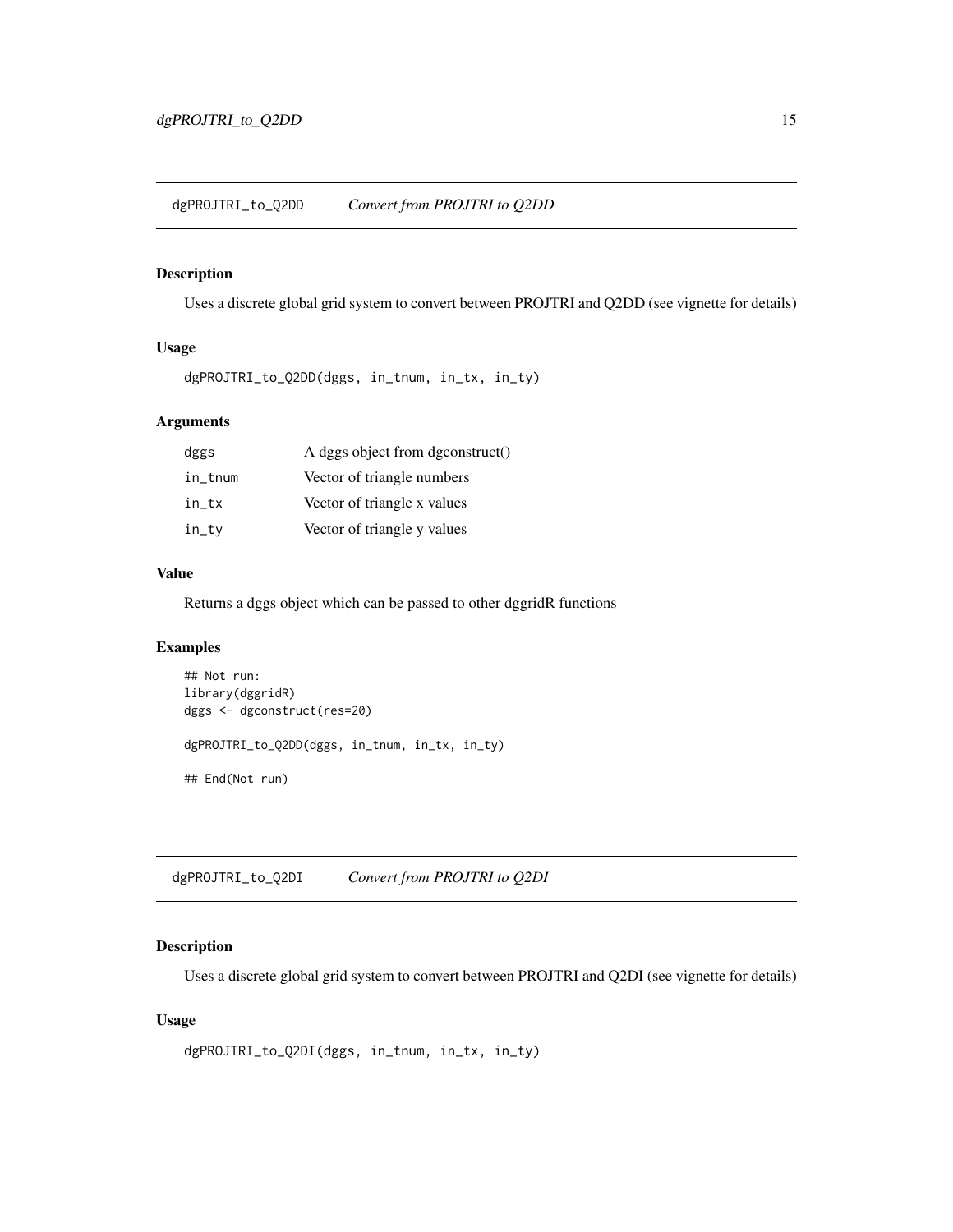## dgPROJTRI_to_Q2DD — *Convert from PROJTRI to Q2DD*

### Description

Uses a discrete global grid system to convert between PROJTRI and Q2DD (see vignette for details)

### Usage

```
dgPROJTRI_to_Q2DD(dggs, in_tnum, in_tx, in_ty)
```

### Arguments

| | |
|---|---|
| dggs | A dggs object from dgconstruct() |
| in_tnum | Vector of triangle numbers |
| in_tx | Vector of triangle x values |
| in_ty | Vector of triangle y values |

### Value

Returns a dggs object which can be passed to other dggridR functions

### Examples

```
## Not run:
library(dggridR)
dggs <- dgconstruct(res=20)

dgPROJTRI_to_Q2DD(dggs, in_tnum, in_tx, in_ty)

## End(Not run)
```

## dgPROJTRI_to_Q2DI — *Convert from PROJTRI to Q2DI*

### Description

Uses a discrete global grid system to convert between PROJTRI and Q2DI (see vignette for details)

### Usage

```
dgPROJTRI_to_Q2DI(dggs, in_tnum, in_tx, in_ty)
```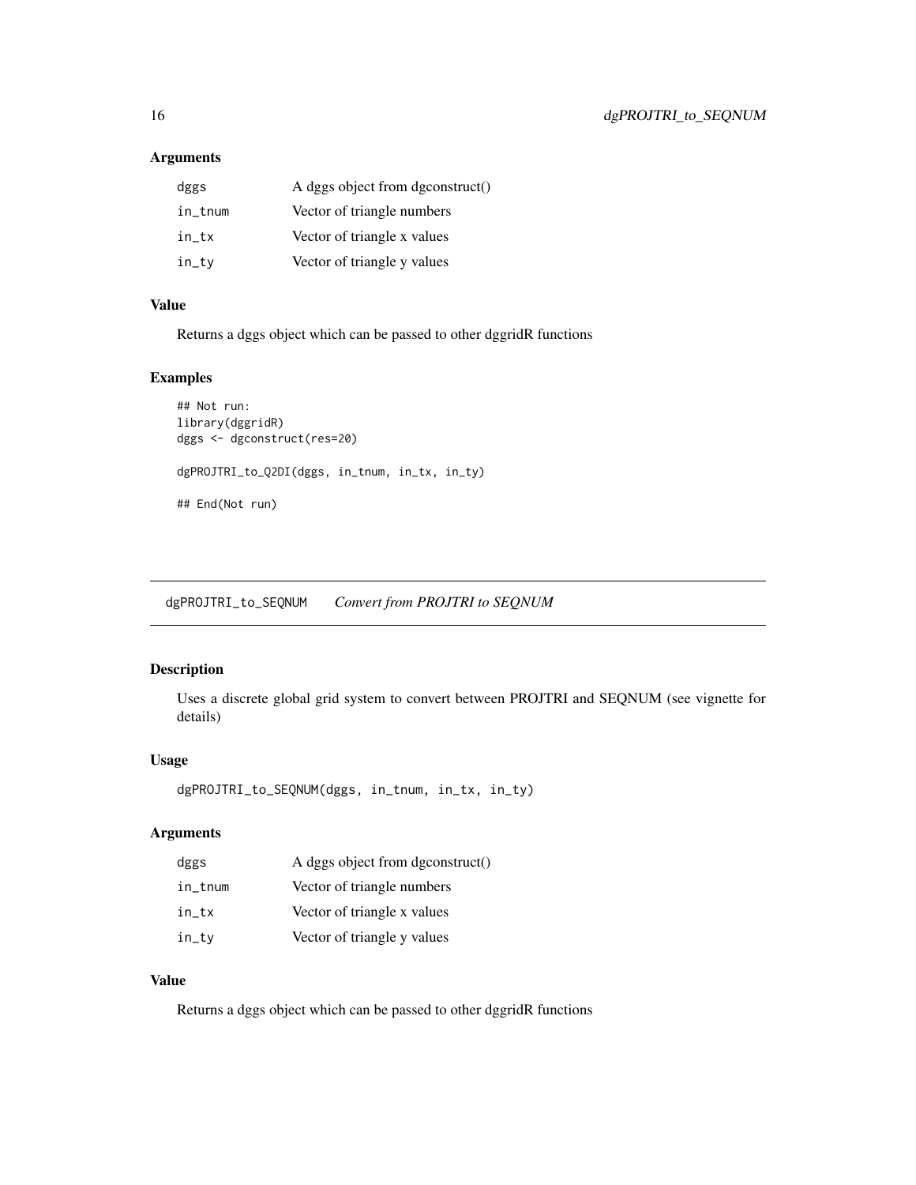### Arguments

| | |
|---|---|
| dggs | A dggs object from dgconstruct() |
| in_tnum | Vector of triangle numbers |
| in_tx | Vector of triangle x values |
| in_ty | Vector of triangle y values |

### Value

Returns a dggs object which can be passed to other dggridR functions

### Examples

```
## Not run:
library(dggridR)
dggs <- dgconstruct(res=20)

dgPROJTRI_to_Q2DI(dggs, in_tnum, in_tx, in_ty)

## End(Not run)
```

---

## dgPROJTRI_to_SEQNUM *Convert from PROJTRI to SEQNUM*

### Description

Uses a discrete global grid system to convert between PROJTRI and SEQNUM (see vignette for details)

### Usage

```
dgPROJTRI_to_SEQNUM(dggs, in_tnum, in_tx, in_ty)
```

### Arguments

| | |
|---|---|
| dggs | A dggs object from dgconstruct() |
| in_tnum | Vector of triangle numbers |
| in_tx | Vector of triangle x values |
| in_ty | Vector of triangle y values |

### Value

Returns a dggs object which can be passed to other dggridR functions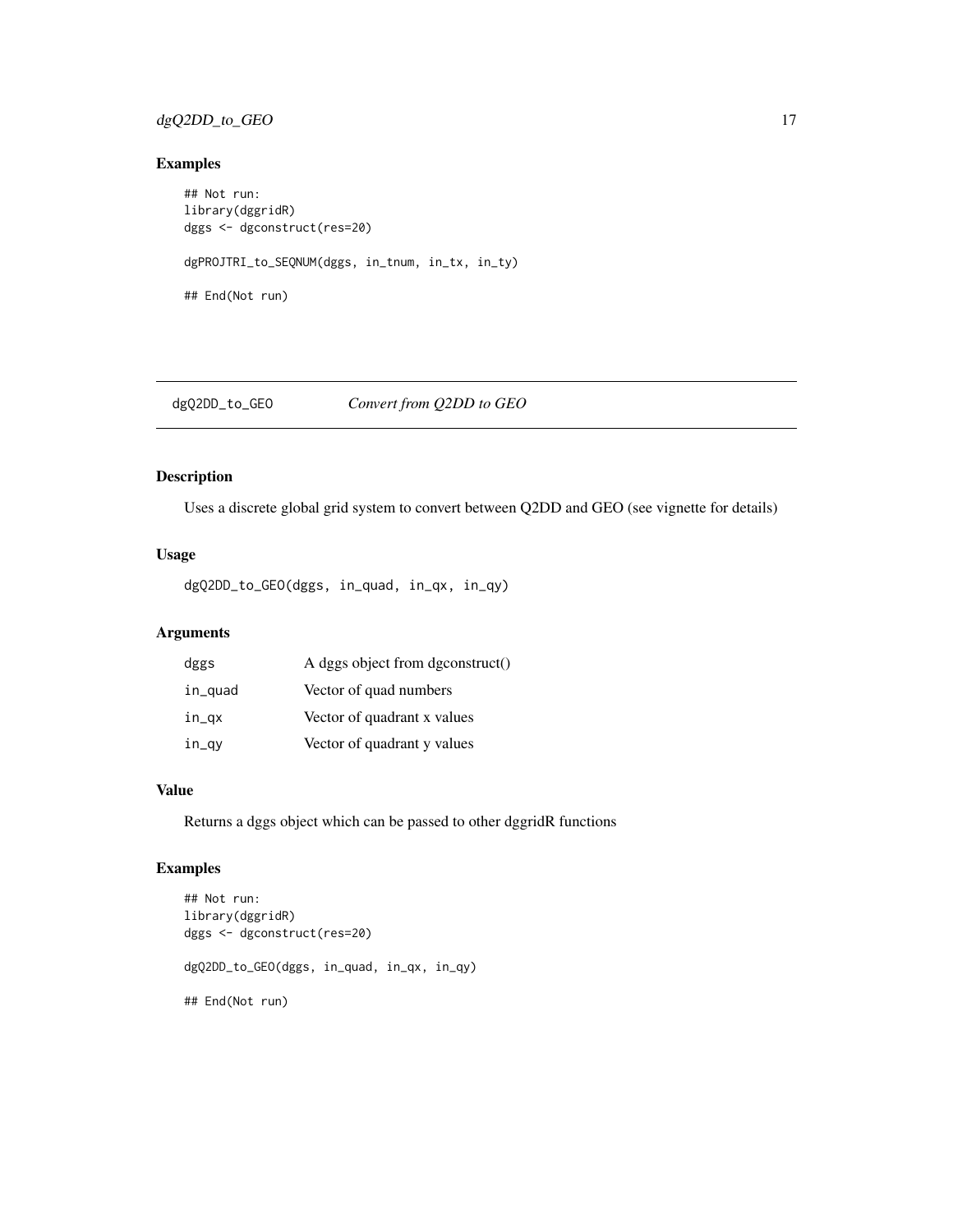## Examples

```
## Not run:
library(dggridR)
dggs <- dgconstruct(res=20)

dgPROJTRI_to_SEQNUM(dggs, in_tnum, in_tx, in_ty)

## End(Not run)
```

---

# dgQ2DD_to_GEO &nbsp;&nbsp;&nbsp; *Convert from Q2DD to GEO*

---

## Description

Uses a discrete global grid system to convert between Q2DD and GEO (see vignette for details)

## Usage

```
dgQ2DD_to_GEO(dggs, in_quad, in_qx, in_qy)
```

## Arguments

| | |
|---|---|
| dggs | A dggs object from dgconstruct() |
| in_quad | Vector of quad numbers |
| in_qx | Vector of quadrant x values |
| in_qy | Vector of quadrant y values |

## Value

Returns a dggs object which can be passed to other dggridR functions

## Examples

```
## Not run:
library(dggridR)
dggs <- dgconstruct(res=20)

dgQ2DD_to_GEO(dggs, in_quad, in_qx, in_qy)

## End(Not run)
```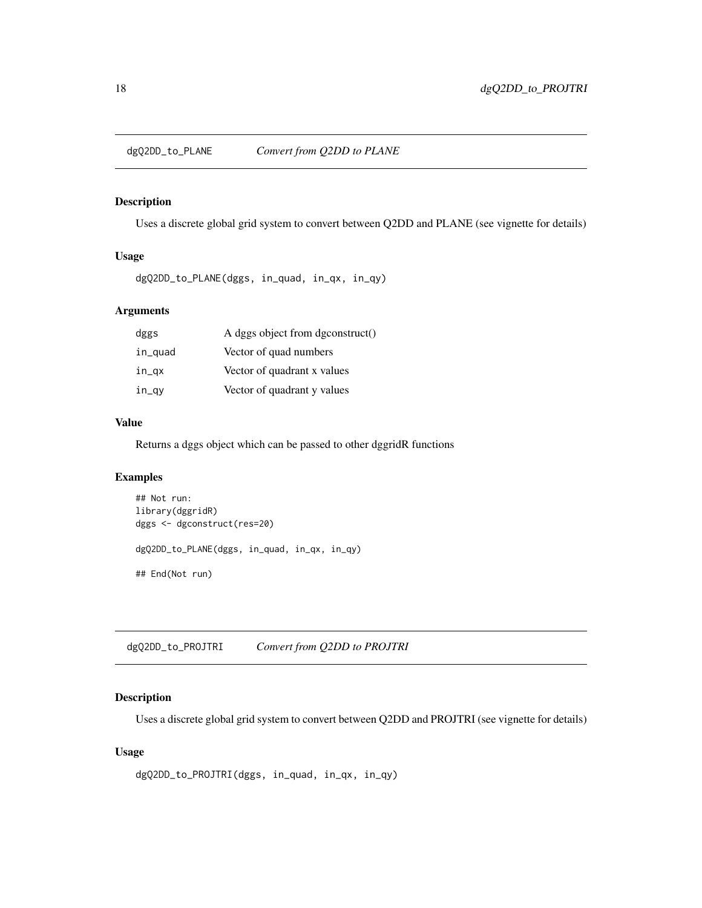## dgQ2DD_to_PLANE    *Convert from Q2DD to PLANE*

### Description

Uses a discrete global grid system to convert between Q2DD and PLANE (see vignette for details)

### Usage

```
dgQ2DD_to_PLANE(dggs, in_quad, in_qx, in_qy)
```

### Arguments

| | |
|---|---|
| dggs | A dggs object from dgconstruct() |
| in_quad | Vector of quad numbers |
| in_qx | Vector of quadrant x values |
| in_qy | Vector of quadrant y values |

### Value

Returns a dggs object which can be passed to other dggridR functions

### Examples

```
## Not run:
library(dggridR)
dggs <- dgconstruct(res=20)

dgQ2DD_to_PLANE(dggs, in_quad, in_qx, in_qy)

## End(Not run)
```

## dgQ2DD_to_PROJTRI    *Convert from Q2DD to PROJTRI*

### Description

Uses a discrete global grid system to convert between Q2DD and PROJTRI (see vignette for details)

### Usage

```
dgQ2DD_to_PROJTRI(dggs, in_quad, in_qx, in_qy)
```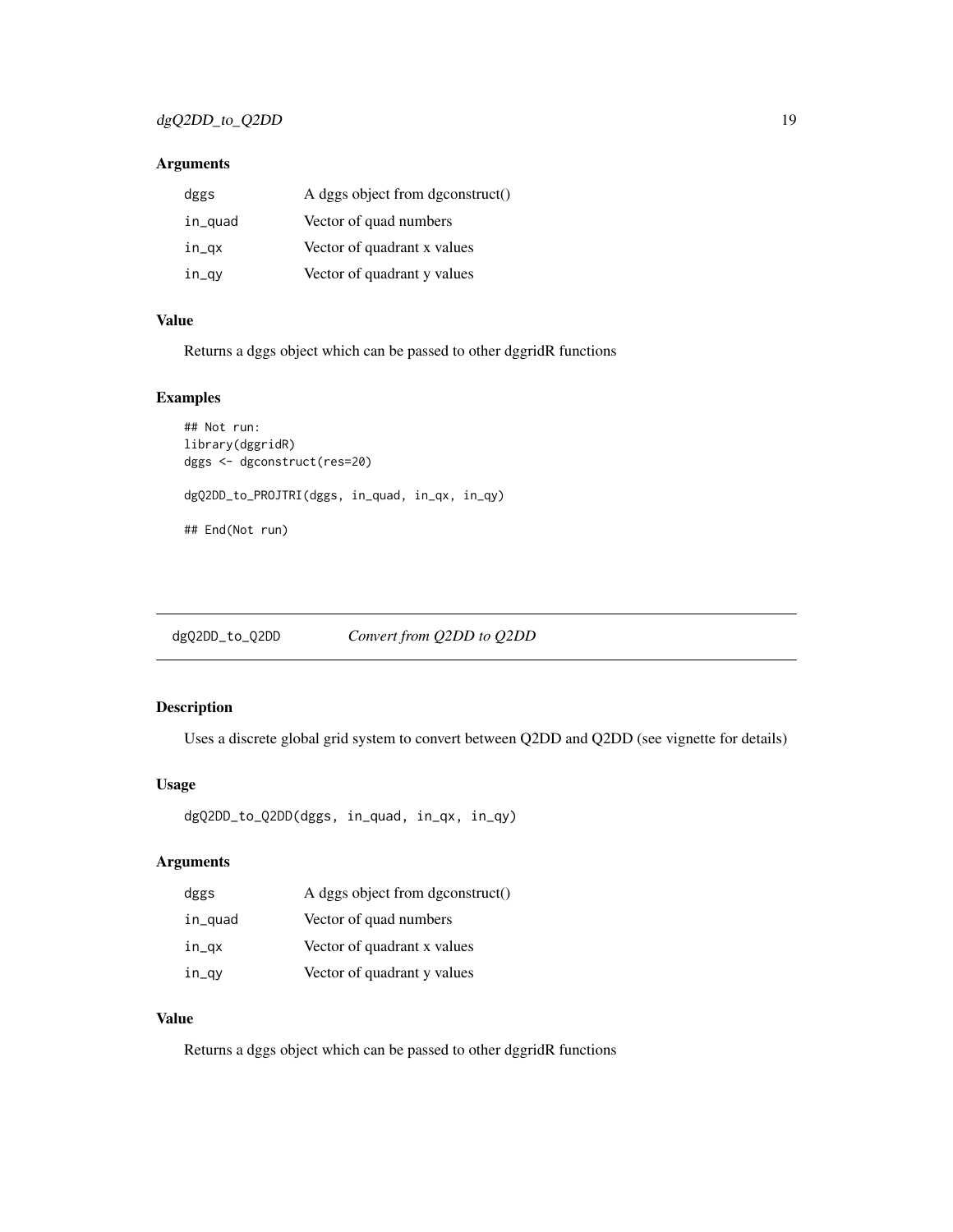### Arguments

| | |
|---|---|
| dggs | A dggs object from dgconstruct() |
| in_quad | Vector of quad numbers |
| in_qx | Vector of quadrant x values |
| in_qy | Vector of quadrant y values |

### Value

Returns a dggs object which can be passed to other dggridR functions

### Examples

```
## Not run:
library(dggridR)
dggs <- dgconstruct(res=20)

dgQ2DD_to_PROJTRI(dggs, in_quad, in_qx, in_qy)

## End(Not run)
```

---

## dgQ2DD_to_Q2DD — *Convert from Q2DD to Q2DD*

### Description

Uses a discrete global grid system to convert between Q2DD and Q2DD (see vignette for details)

### Usage

```
dgQ2DD_to_Q2DD(dggs, in_quad, in_qx, in_qy)
```

### Arguments

| | |
|---|---|
| dggs | A dggs object from dgconstruct() |
| in_quad | Vector of quad numbers |
| in_qx | Vector of quadrant x values |
| in_qy | Vector of quadrant y values |

### Value

Returns a dggs object which can be passed to other dggridR functions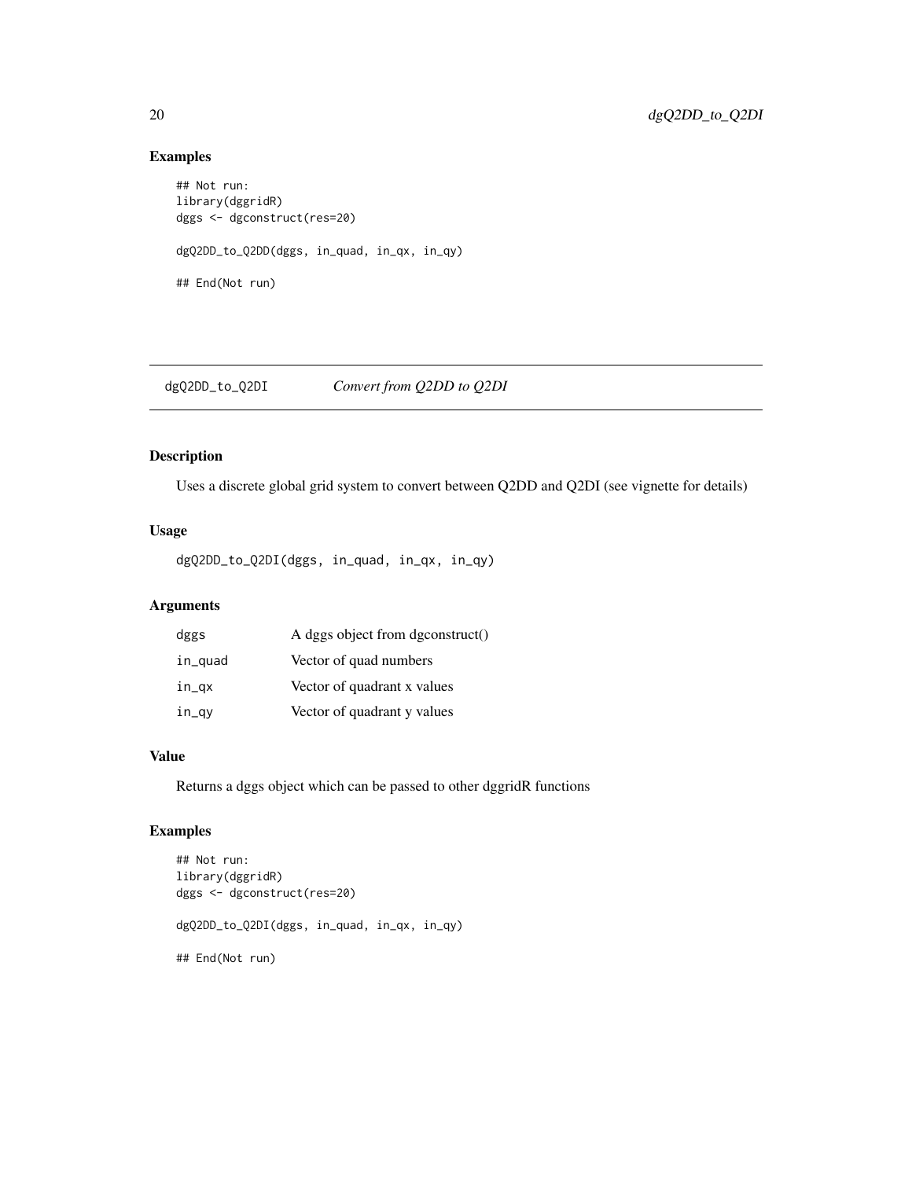## Examples

```
## Not run:
library(dggridR)
dggs <- dgconstruct(res=20)

dgQ2DD_to_Q2DD(dggs, in_quad, in_qx, in_qy)

## End(Not run)
```

---

# dgQ2DD_to_Q2DI *Convert from Q2DD to Q2DI*

---

## Description

Uses a discrete global grid system to convert between Q2DD and Q2DI (see vignette for details)

## Usage

```
dgQ2DD_to_Q2DI(dggs, in_quad, in_qx, in_qy)
```

## Arguments

| | |
|---|---|
| dggs | A dggs object from dgconstruct() |
| in_quad | Vector of quad numbers |
| in_qx | Vector of quadrant x values |
| in_qy | Vector of quadrant y values |

## Value

Returns a dggs object which can be passed to other dggridR functions

## Examples

```
## Not run:
library(dggridR)
dggs <- dgconstruct(res=20)

dgQ2DD_to_Q2DI(dggs, in_quad, in_qx, in_qy)

## End(Not run)
```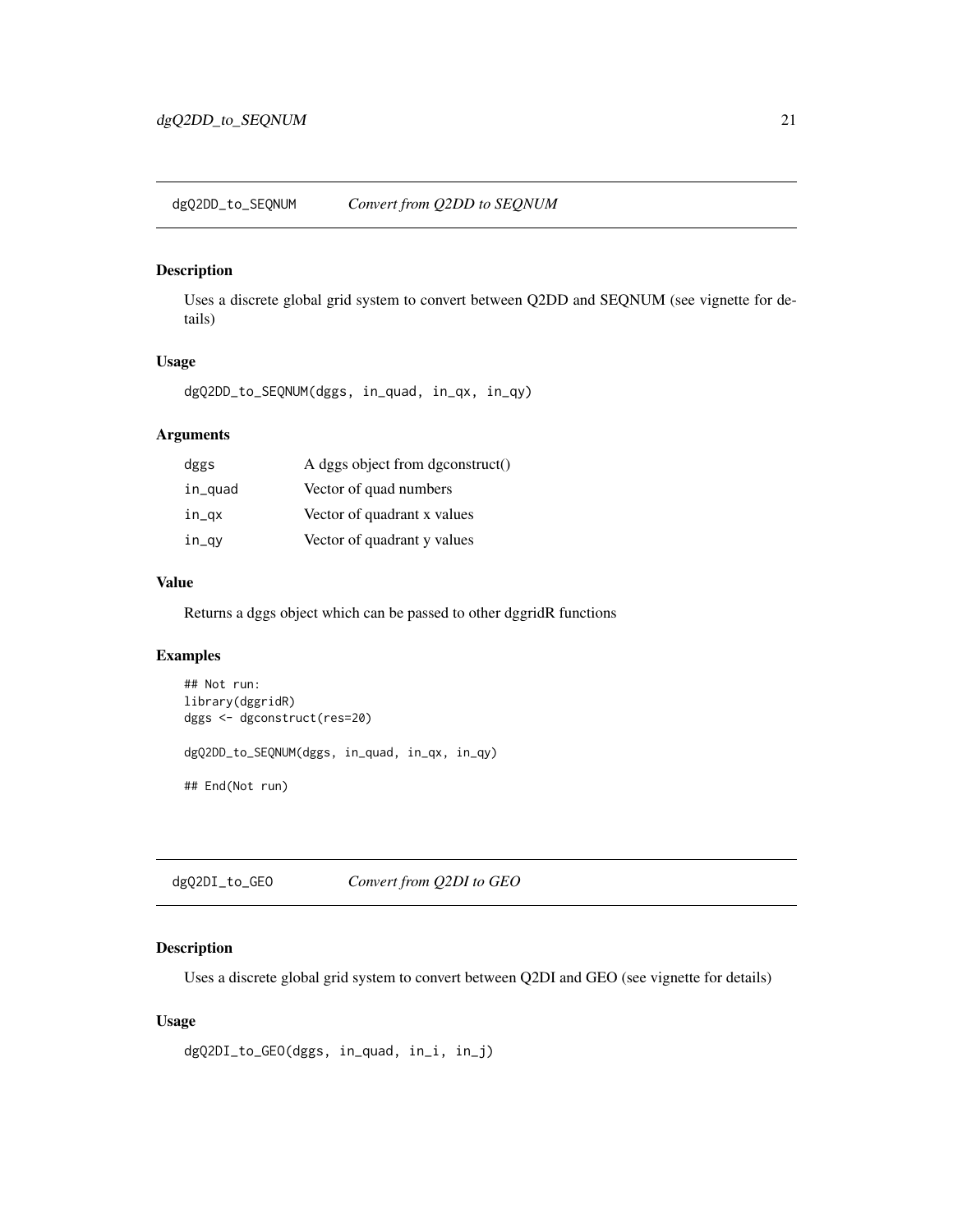## dgQ2DD_to_SEQNUM *Convert from Q2DD to SEQNUM*

### Description

Uses a discrete global grid system to convert between Q2DD and SEQNUM (see vignette for details)

### Usage

```
dgQ2DD_to_SEQNUM(dggs, in_quad, in_qx, in_qy)
```

### Arguments

| | |
|---|---|
| dggs | A dggs object from dgconstruct() |
| in_quad | Vector of quad numbers |
| in_qx | Vector of quadrant x values |
| in_qy | Vector of quadrant y values |

### Value

Returns a dggs object which can be passed to other dggridR functions

### Examples

```
## Not run:
library(dggridR)
dggs <- dgconstruct(res=20)

dgQ2DD_to_SEQNUM(dggs, in_quad, in_qx, in_qy)

## End(Not run)
```

## dgQ2DI_to_GEO *Convert from Q2DI to GEO*

### Description

Uses a discrete global grid system to convert between Q2DI and GEO (see vignette for details)

### Usage

```
dgQ2DI_to_GEO(dggs, in_quad, in_i, in_j)
```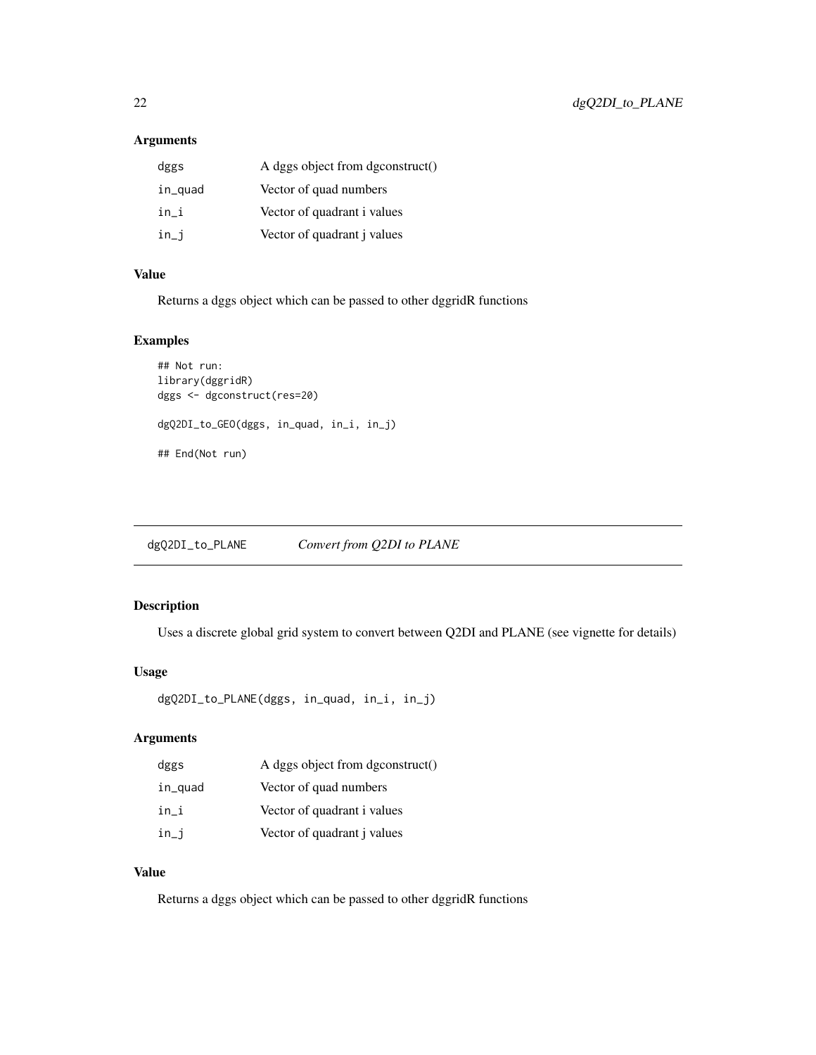### Arguments

| | |
|---|---|
| dggs | A dggs object from dgconstruct() |
| in_quad | Vector of quad numbers |
| in_i | Vector of quadrant i values |
| in_j | Vector of quadrant j values |

### Value

Returns a dggs object which can be passed to other dggridR functions

### Examples

```
## Not run:
library(dggridR)
dggs <- dgconstruct(res=20)

dgQ2DI_to_GEO(dggs, in_quad, in_i, in_j)

## End(Not run)
```

---

## dgQ2DI_to_PLANE *Convert from Q2DI to PLANE*

---

### Description

Uses a discrete global grid system to convert between Q2DI and PLANE (see vignette for details)

### Usage

```
dgQ2DI_to_PLANE(dggs, in_quad, in_i, in_j)
```

### Arguments

| | |
|---|---|
| dggs | A dggs object from dgconstruct() |
| in_quad | Vector of quad numbers |
| in_i | Vector of quadrant i values |
| in_j | Vector of quadrant j values |

### Value

Returns a dggs object which can be passed to other dggridR functions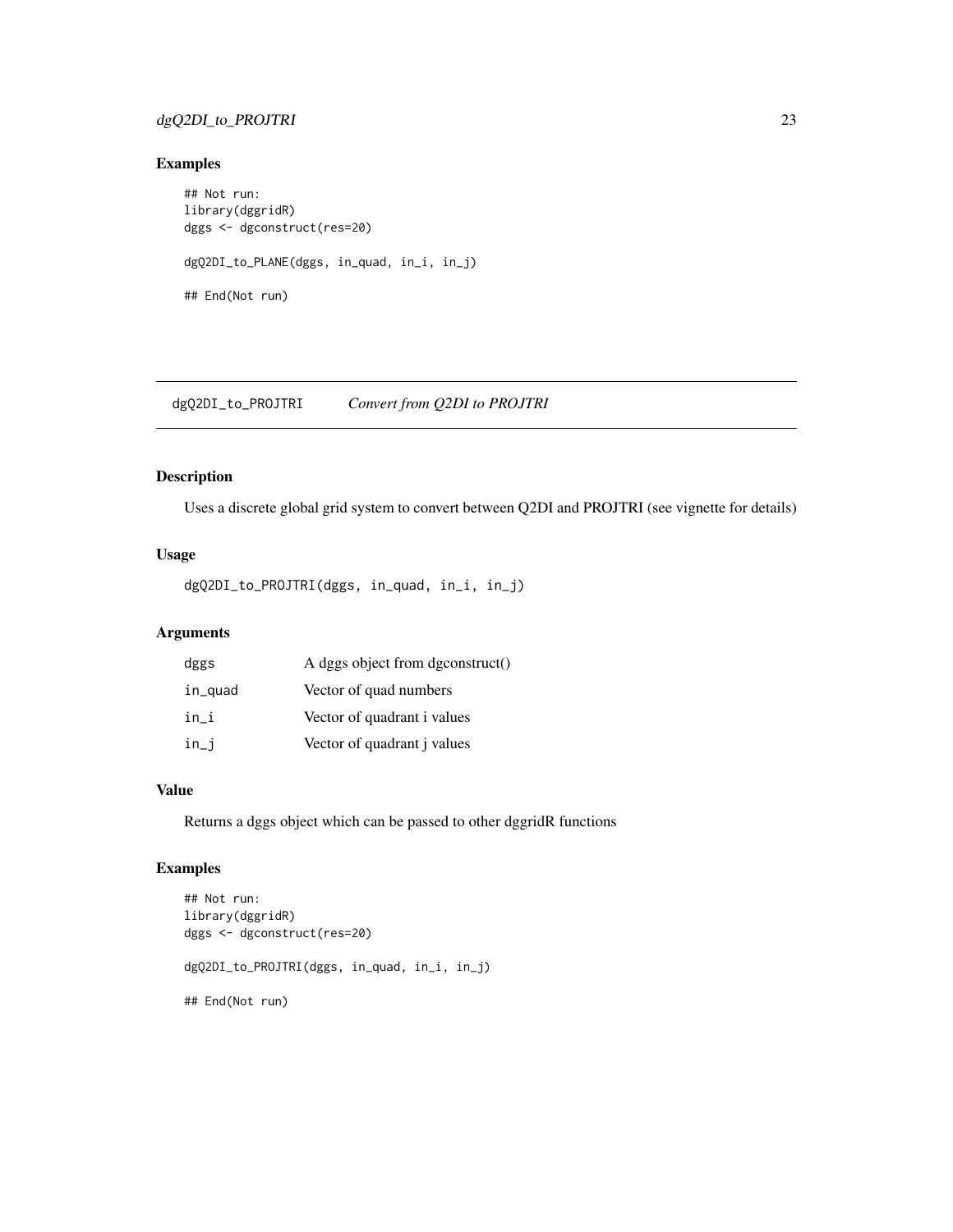## Examples

```
## Not run:
library(dggridR)
dggs <- dgconstruct(res=20)

dgQ2DI_to_PLANE(dggs, in_quad, in_i, in_j)

## End(Not run)
```

---

# dgQ2DI_to_PROJTRI *Convert from Q2DI to PROJTRI*

## Description

Uses a discrete global grid system to convert between Q2DI and PROJTRI (see vignette for details)

## Usage

```
dgQ2DI_to_PROJTRI(dggs, in_quad, in_i, in_j)
```

## Arguments

| | |
|---|---|
| dggs | A dggs object from dgconstruct() |
| in_quad | Vector of quad numbers |
| in_i | Vector of quadrant i values |
| in_j | Vector of quadrant j values |

## Value

Returns a dggs object which can be passed to other dggridR functions

## Examples

```
## Not run:
library(dggridR)
dggs <- dgconstruct(res=20)

dgQ2DI_to_PROJTRI(dggs, in_quad, in_i, in_j)

## End(Not run)
```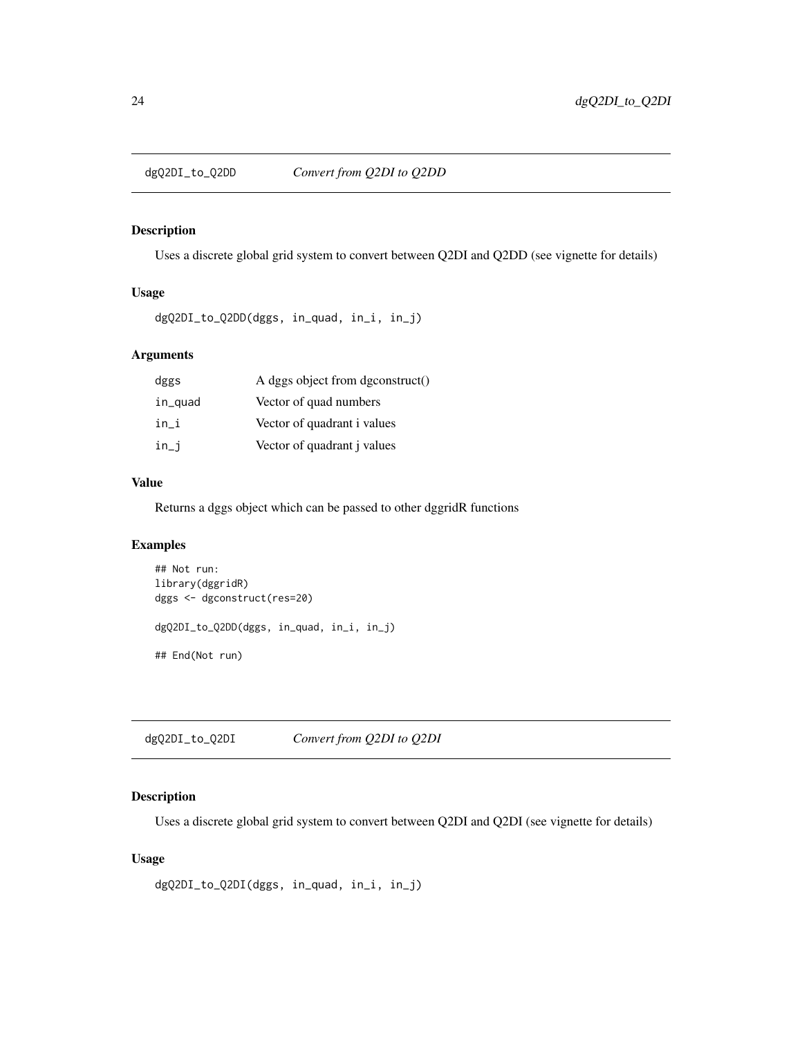## dgQ2DI_to_Q2DD *Convert from Q2DI to Q2DD*

### Description

Uses a discrete global grid system to convert between Q2DI and Q2DD (see vignette for details)

### Usage

```
dgQ2DI_to_Q2DD(dggs, in_quad, in_i, in_j)
```

### Arguments

| | |
|---|---|
| dggs | A dggs object from dgconstruct() |
| in_quad | Vector of quad numbers |
| in_i | Vector of quadrant i values |
| in_j | Vector of quadrant j values |

### Value

Returns a dggs object which can be passed to other dggridR functions

### Examples

```
## Not run:
library(dggridR)
dggs <- dgconstruct(res=20)

dgQ2DI_to_Q2DD(dggs, in_quad, in_i, in_j)

## End(Not run)
```

## dgQ2DI_to_Q2DI *Convert from Q2DI to Q2DI*

### Description

Uses a discrete global grid system to convert between Q2DI and Q2DI (see vignette for details)

### Usage

```
dgQ2DI_to_Q2DI(dggs, in_quad, in_i, in_j)
```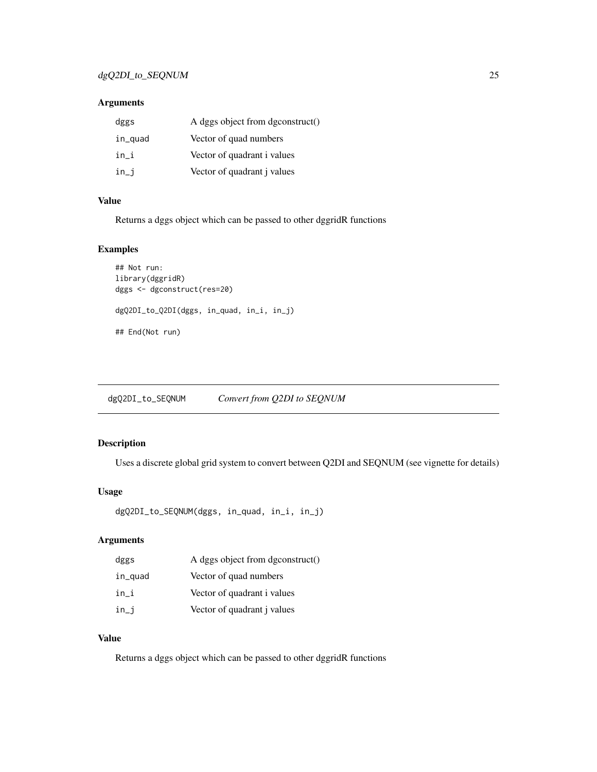## Arguments

| | |
|---|---|
| dggs | A dggs object from dgconstruct() |
| in_quad | Vector of quad numbers |
| in_i | Vector of quadrant i values |
| in_j | Vector of quadrant j values |

## Value

Returns a dggs object which can be passed to other dggridR functions

## Examples

```
## Not run:
library(dggridR)
dggs <- dgconstruct(res=20)

dgQ2DI_to_Q2DI(dggs, in_quad, in_i, in_j)

## End(Not run)
```

---

# dgQ2DI_to_SEQNUM *Convert from Q2DI to SEQNUM*

## Description

Uses a discrete global grid system to convert between Q2DI and SEQNUM (see vignette for details)

## Usage

```
dgQ2DI_to_SEQNUM(dggs, in_quad, in_i, in_j)
```

## Arguments

| | |
|---|---|
| dggs | A dggs object from dgconstruct() |
| in_quad | Vector of quad numbers |
| in_i | Vector of quadrant i values |
| in_j | Vector of quadrant j values |

## Value

Returns a dggs object which can be passed to other dggridR functions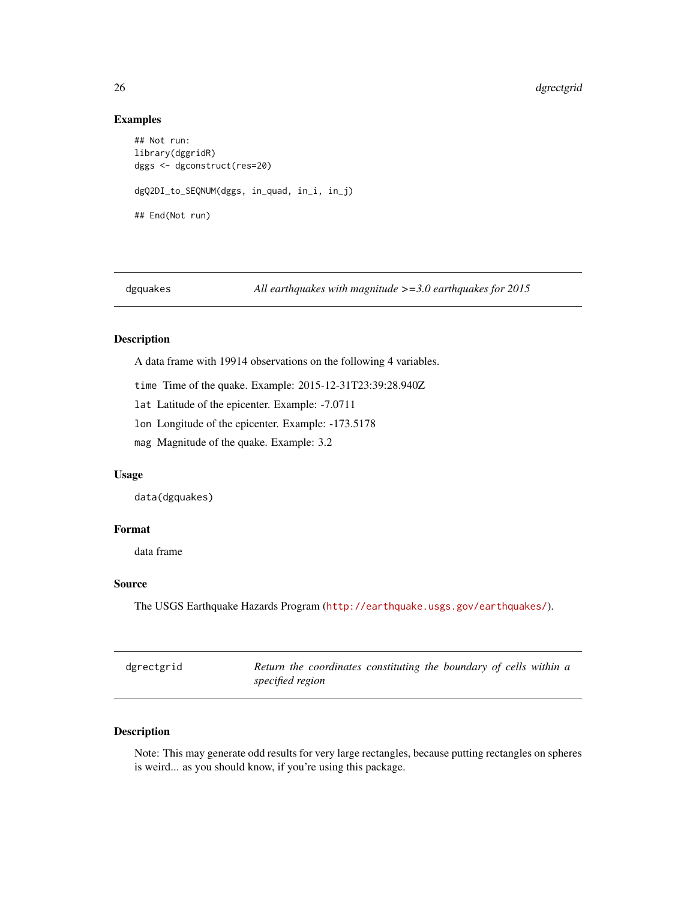## Examples

```
## Not run:
library(dggridR)
dggs <- dgconstruct(res=20)

dgQ2DI_to_SEQNUM(dggs, in_quad, in_i, in_j)

## End(Not run)
```

---

# dgquakes — *All earthquakes with magnitude >=3.0 earthquakes for 2015*

## Description

A data frame with 19914 observations on the following 4 variables.

- `time` Time of the quake. Example: 2015-12-31T23:39:28.940Z
- `lat` Latitude of the epicenter. Example: -7.0711
- `lon` Longitude of the epicenter. Example: -173.5178
- `mag` Magnitude of the quake. Example: 3.2

## Usage

```
data(dgquakes)
```

## Format

data frame

## Source

The USGS Earthquake Hazards Program (http://earthquake.usgs.gov/earthquakes/).

---

# dgrectgrid — *Return the coordinates constituting the boundary of cells within a specified region*

## Description

Note: This may generate odd results for very large rectangles, because putting rectangles on spheres is weird... as you should know, if you're using this package.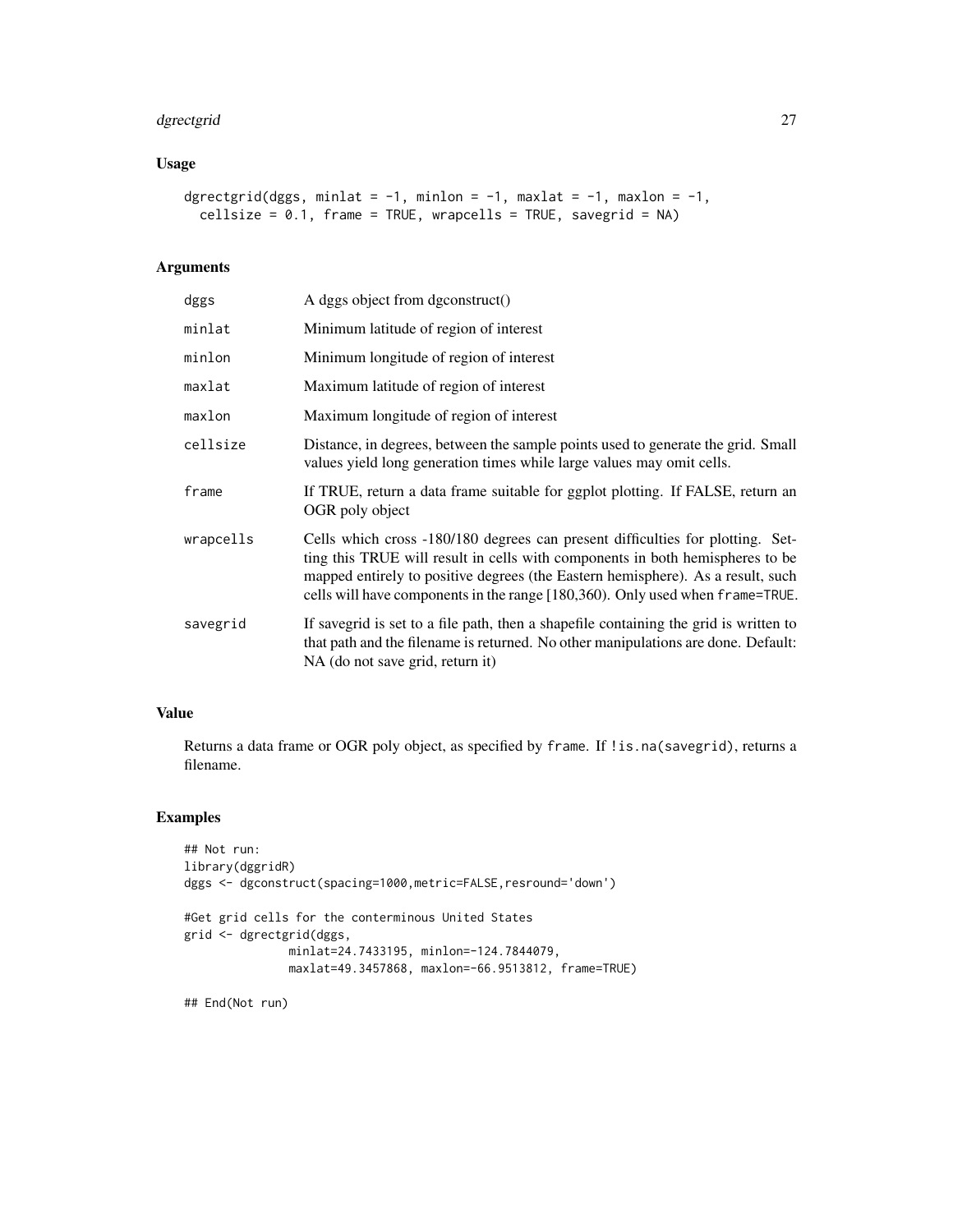## Usage

```
dgrectgrid(dggs, minlat = -1, minlon = -1, maxlat = -1, maxlon = -1,
  cellsize = 0.1, frame = TRUE, wrapcells = TRUE, savegrid = NA)
```

## Arguments

| | |
|---|---|
| dggs | A dggs object from dgconstruct() |
| minlat | Minimum latitude of region of interest |
| minlon | Minimum longitude of region of interest |
| maxlat | Maximum latitude of region of interest |
| maxlon | Maximum longitude of region of interest |
| cellsize | Distance, in degrees, between the sample points used to generate the grid. Small values yield long generation times while large values may omit cells. |
| frame | If TRUE, return a data frame suitable for ggplot plotting. If FALSE, return an OGR poly object |
| wrapcells | Cells which cross -180/180 degrees can present difficulties for plotting. Setting this TRUE will result in cells with components in both hemispheres to be mapped entirely to positive degrees (the Eastern hemisphere). As a result, such cells will have components in the range [180,360). Only used when `frame=TRUE`. |
| savegrid | If savegrid is set to a file path, then a shapefile containing the grid is written to that path and the filename is returned. No other manipulations are done. Default: NA (do not save grid, return it) |

## Value

Returns a data frame or OGR poly object, as specified by `frame`. If `!is.na(savegrid)`, returns a filename.

## Examples

```
## Not run:
library(dggridR)
dggs <- dgconstruct(spacing=1000,metric=FALSE,resround='down')

#Get grid cells for the conterminous United States
grid <- dgrectgrid(dggs,
               minlat=24.7433195, minlon=-124.7844079,
               maxlat=49.3457868, maxlon=-66.9513812, frame=TRUE)

## End(Not run)
```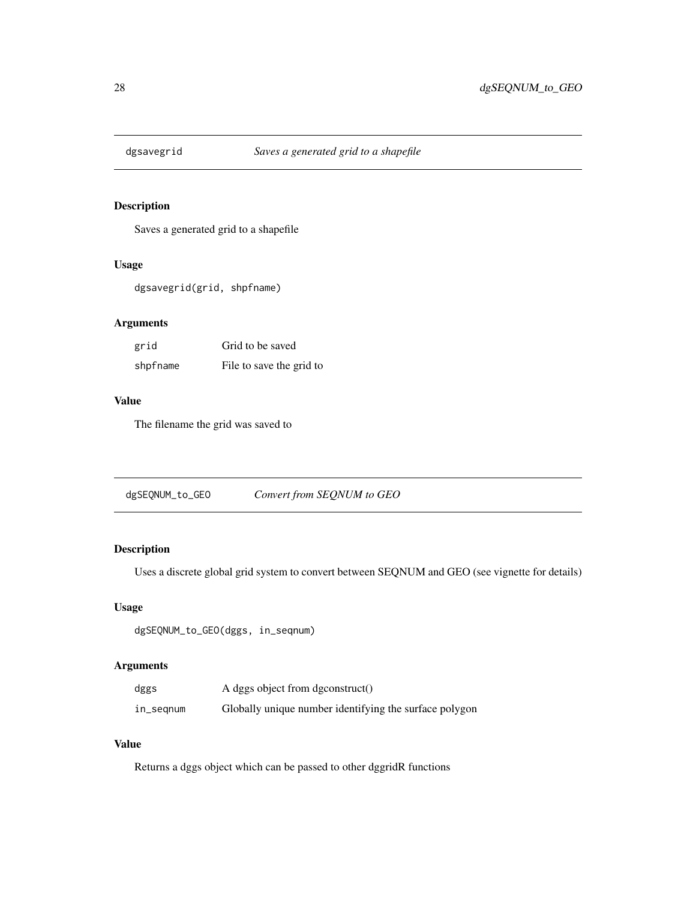## dgsavegrid — *Saves a generated grid to a shapefile*

### Description

Saves a generated grid to a shapefile

### Usage

```
dgsavegrid(grid, shpfname)
```

### Arguments

| | |
|---|---|
| grid | Grid to be saved |
| shpfname | File to save the grid to |

### Value

The filename the grid was saved to

## dgSEQNUM_to_GEO — *Convert from SEQNUM to GEO*

### Description

Uses a discrete global grid system to convert between SEQNUM and GEO (see vignette for details)

### Usage

```
dgSEQNUM_to_GEO(dggs, in_seqnum)
```

### Arguments

| | |
|---|---|
| dggs | A dggs object from dgconstruct() |
| in_seqnum | Globally unique number identifying the surface polygon |

### Value

Returns a dggs object which can be passed to other dggridR functions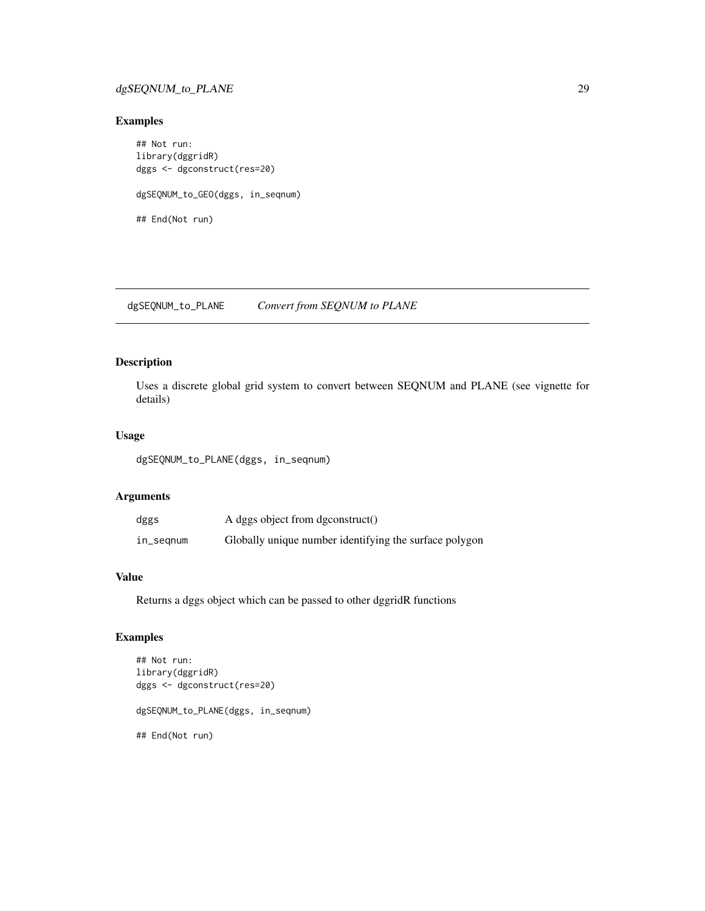### Examples

```
## Not run:
library(dggridR)
dggs <- dgconstruct(res=20)

dgSEQNUM_to_GEO(dggs, in_seqnum)

## End(Not run)
```

---

## dgSEQNUM_to_PLANE *Convert from SEQNUM to PLANE*

---

### Description

Uses a discrete global grid system to convert between SEQNUM and PLANE (see vignette for details)

### Usage

```
dgSEQNUM_to_PLANE(dggs, in_seqnum)
```

### Arguments

| | |
|---|---|
| dggs | A dggs object from dgconstruct() |
| in_seqnum | Globally unique number identifying the surface polygon |

### Value

Returns a dggs object which can be passed to other dggridR functions

### Examples

```
## Not run:
library(dggridR)
dggs <- dgconstruct(res=20)

dgSEQNUM_to_PLANE(dggs, in_seqnum)

## End(Not run)
```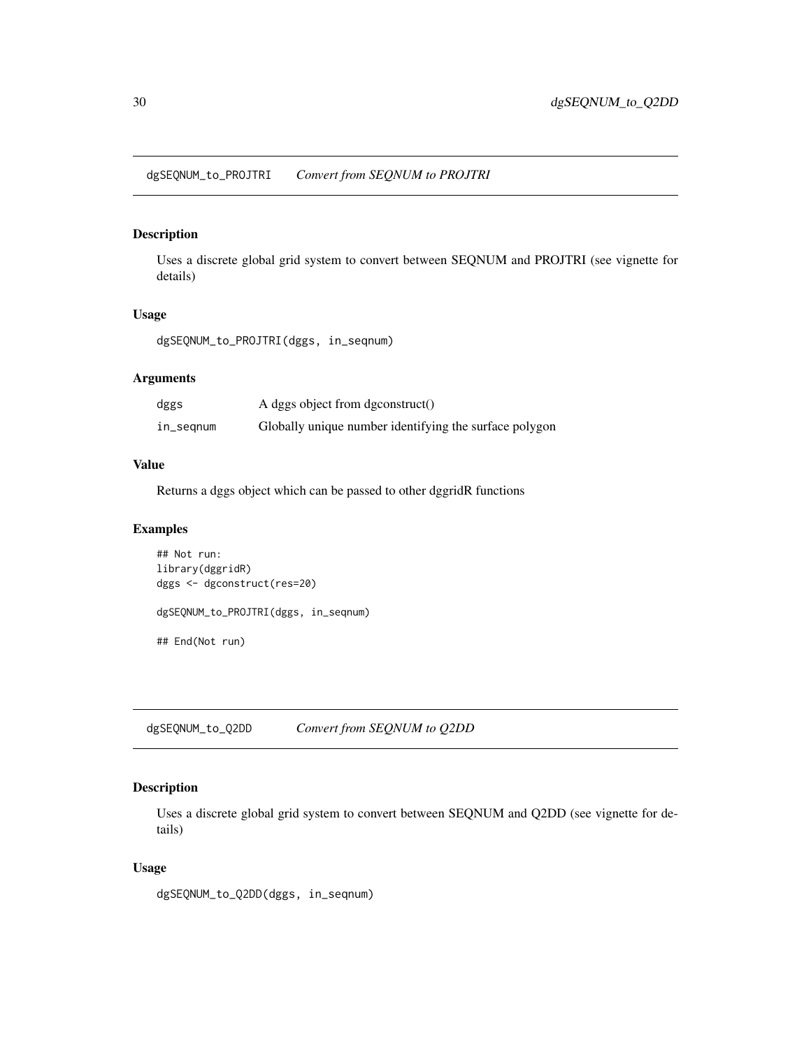## dgSEQNUM_to_PROJTRI *Convert from SEQNUM to PROJTRI*

### Description

Uses a discrete global grid system to convert between SEQNUM and PROJTRI (see vignette for details)

### Usage

```
dgSEQNUM_to_PROJTRI(dggs, in_seqnum)
```

### Arguments

| | |
|---|---|
| dggs | A dggs object from dgconstruct() |
| in_seqnum | Globally unique number identifying the surface polygon |

### Value

Returns a dggs object which can be passed to other dggridR functions

### Examples

```
## Not run:
library(dggridR)
dggs <- dgconstruct(res=20)

dgSEQNUM_to_PROJTRI(dggs, in_seqnum)

## End(Not run)
```

## dgSEQNUM_to_Q2DD *Convert from SEQNUM to Q2DD*

### Description

Uses a discrete global grid system to convert between SEQNUM and Q2DD (see vignette for details)

### Usage

```
dgSEQNUM_to_Q2DD(dggs, in_seqnum)
```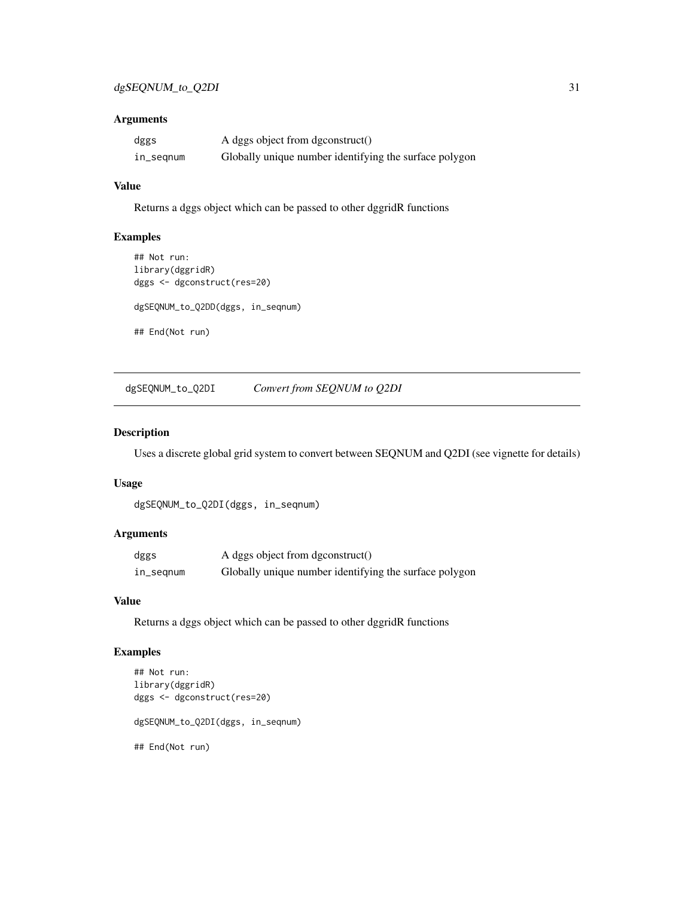### Arguments

| | |
|---|---|
| dggs | A dggs object from dgconstruct() |
| in_seqnum | Globally unique number identifying the surface polygon |

### Value

Returns a dggs object which can be passed to other dggridR functions

### Examples

```
## Not run:
library(dggridR)
dggs <- dgconstruct(res=20)

dgSEQNUM_to_Q2DD(dggs, in_seqnum)

## End(Not run)
```

---

## dgSEQNUM_to_Q2DI *Convert from SEQNUM to Q2DI*

### Description

Uses a discrete global grid system to convert between SEQNUM and Q2DI (see vignette for details)

### Usage

```
dgSEQNUM_to_Q2DI(dggs, in_seqnum)
```

### Arguments

| | |
|---|---|
| dggs | A dggs object from dgconstruct() |
| in_seqnum | Globally unique number identifying the surface polygon |

### Value

Returns a dggs object which can be passed to other dggridR functions

### Examples

```
## Not run:
library(dggridR)
dggs <- dgconstruct(res=20)

dgSEQNUM_to_Q2DI(dggs, in_seqnum)

## End(Not run)
```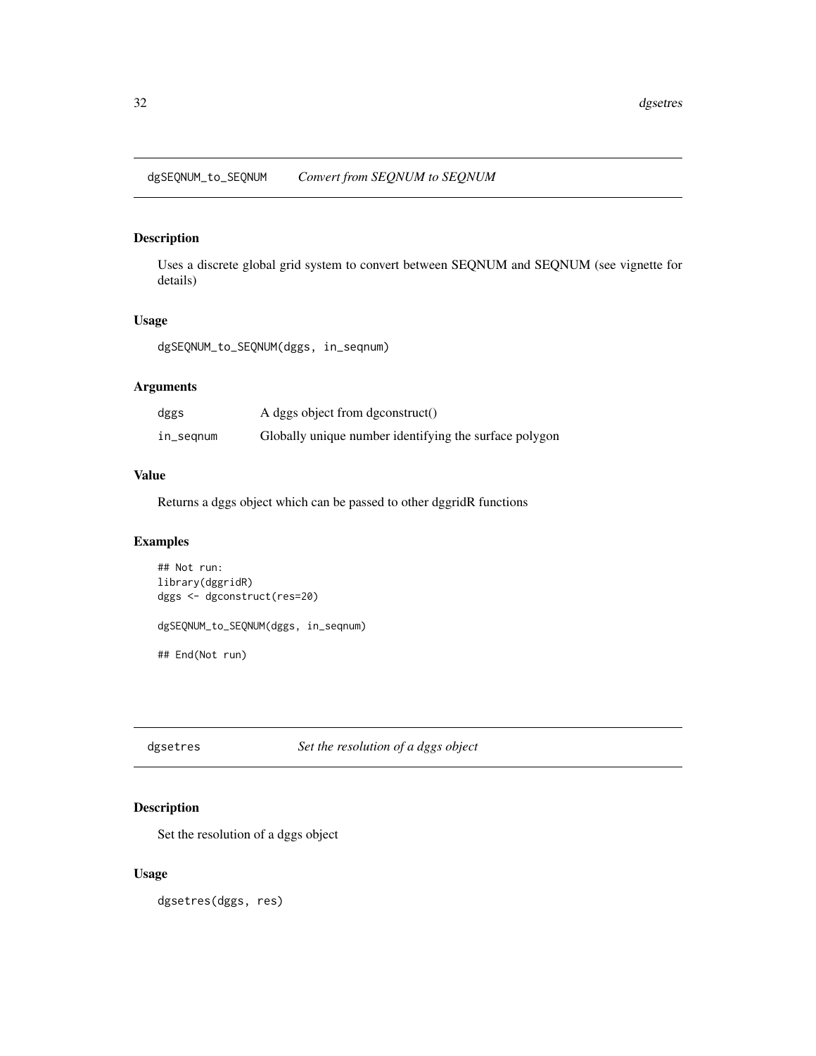## dgSEQNUM_to_SEQNUM — *Convert from SEQNUM to SEQNUM*

### Description

Uses a discrete global grid system to convert between SEQNUM and SEQNUM (see vignette for details)

### Usage

```
dgSEQNUM_to_SEQNUM(dggs, in_seqnum)
```

### Arguments

| | |
|---|---|
| dggs | A dggs object from dgconstruct() |
| in_seqnum | Globally unique number identifying the surface polygon |

### Value

Returns a dggs object which can be passed to other dggridR functions

### Examples

```
## Not run:
library(dggridR)
dggs <- dgconstruct(res=20)

dgSEQNUM_to_SEQNUM(dggs, in_seqnum)

## End(Not run)
```

## dgsetres — *Set the resolution of a dggs object*

### Description

Set the resolution of a dggs object

### Usage

```
dgsetres(dggs, res)
```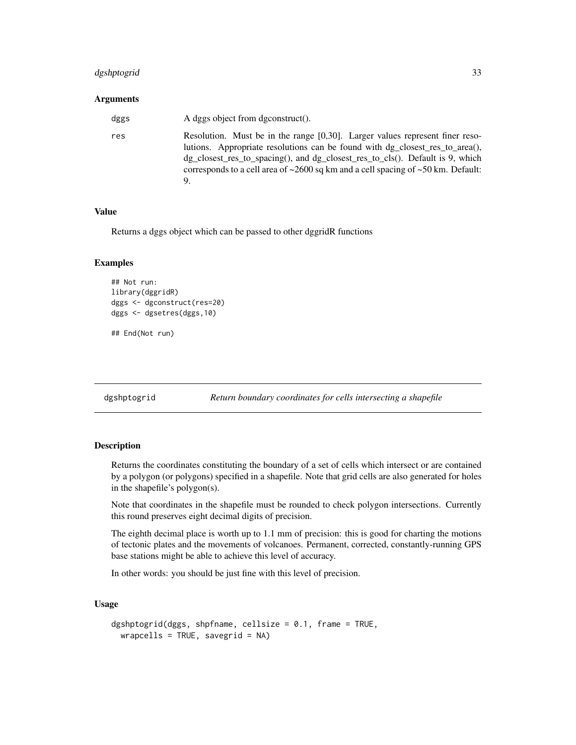### Arguments

| | |
|---|---|
| dggs | A dggs object from dgconstruct(). |
| res | Resolution. Must be in the range [0,30]. Larger values represent finer resolutions. Appropriate resolutions can be found with dg_closest_res_to_area(), dg_closest_res_to_spacing(), and dg_closest_res_to_cls(). Default is 9, which corresponds to a cell area of ~2600 sq km and a cell spacing of ~50 km. Default: 9. |

### Value

Returns a dggs object which can be passed to other dggridR functions

### Examples

```
## Not run:
library(dggridR)
dggs <- dgconstruct(res=20)
dggs <- dgsetres(dggs,10)

## End(Not run)
```

---

## dgshptogrid — *Return boundary coordinates for cells intersecting a shapefile*

---

### Description

Returns the coordinates constituting the boundary of a set of cells which intersect or are contained by a polygon (or polygons) specified in a shapefile. Note that grid cells are also generated for holes in the shapefile's polygon(s).

Note that coordinates in the shapefile must be rounded to check polygon intersections. Currently this round preserves eight decimal digits of precision.

The eighth decimal place is worth up to 1.1 mm of precision: this is good for charting the motions of tectonic plates and the movements of volcanoes. Permanent, corrected, constantly-running GPS base stations might be able to achieve this level of accuracy.

In other words: you should be just fine with this level of precision.

### Usage

```
dgshptogrid(dggs, shpfname, cellsize = 0.1, frame = TRUE,
  wrapcells = TRUE, savegrid = NA)
```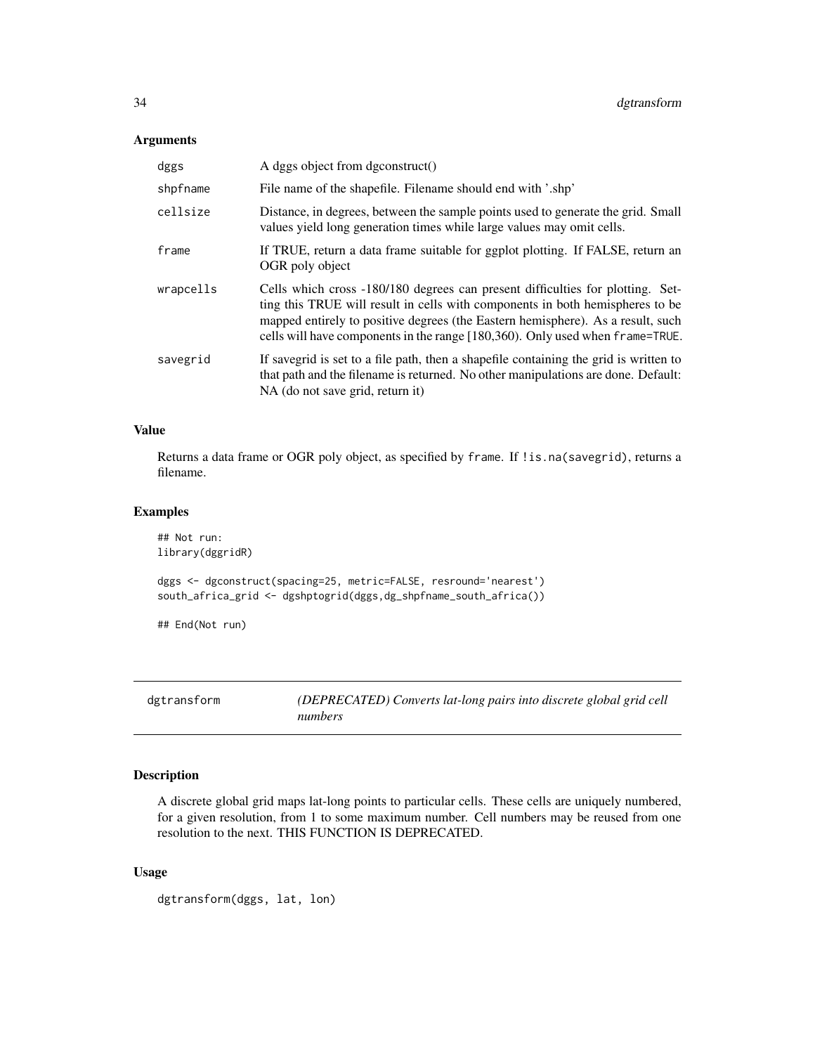### Arguments

| | |
|---|---|
| dggs | A dggs object from dgconstruct() |
| shpfname | File name of the shapefile. Filename should end with '.shp' |
| cellsize | Distance, in degrees, between the sample points used to generate the grid. Small values yield long generation times while large values may omit cells. |
| frame | If TRUE, return a data frame suitable for ggplot plotting. If FALSE, return an OGR poly object |
| wrapcells | Cells which cross -180/180 degrees can present difficulties for plotting. Setting this TRUE will result in cells with components in both hemispheres to be mapped entirely to positive degrees (the Eastern hemisphere). As a result, such cells will have components in the range [180,360). Only used when `frame=TRUE`. |
| savegrid | If savegrid is set to a file path, then a shapefile containing the grid is written to that path and the filename is returned. No other manipulations are done. Default: NA (do not save grid, return it) |

### Value

Returns a data frame or OGR poly object, as specified by `frame`. If `!is.na(savegrid)`, returns a filename.

### Examples

```
## Not run:
library(dggridR)

dggs <- dgconstruct(spacing=25, metric=FALSE, resround='nearest')
south_africa_grid <- dgshptogrid(dggs,dg_shpfname_south_africa())

## End(Not run)
```

---

## dgtransform — *(DEPRECATED) Converts lat-long pairs into discrete global grid cell numbers*

### Description

A discrete global grid maps lat-long points to particular cells. These cells are uniquely numbered, for a given resolution, from 1 to some maximum number. Cell numbers may be reused from one resolution to the next. THIS FUNCTION IS DEPRECATED.

### Usage

```
dgtransform(dggs, lat, lon)
```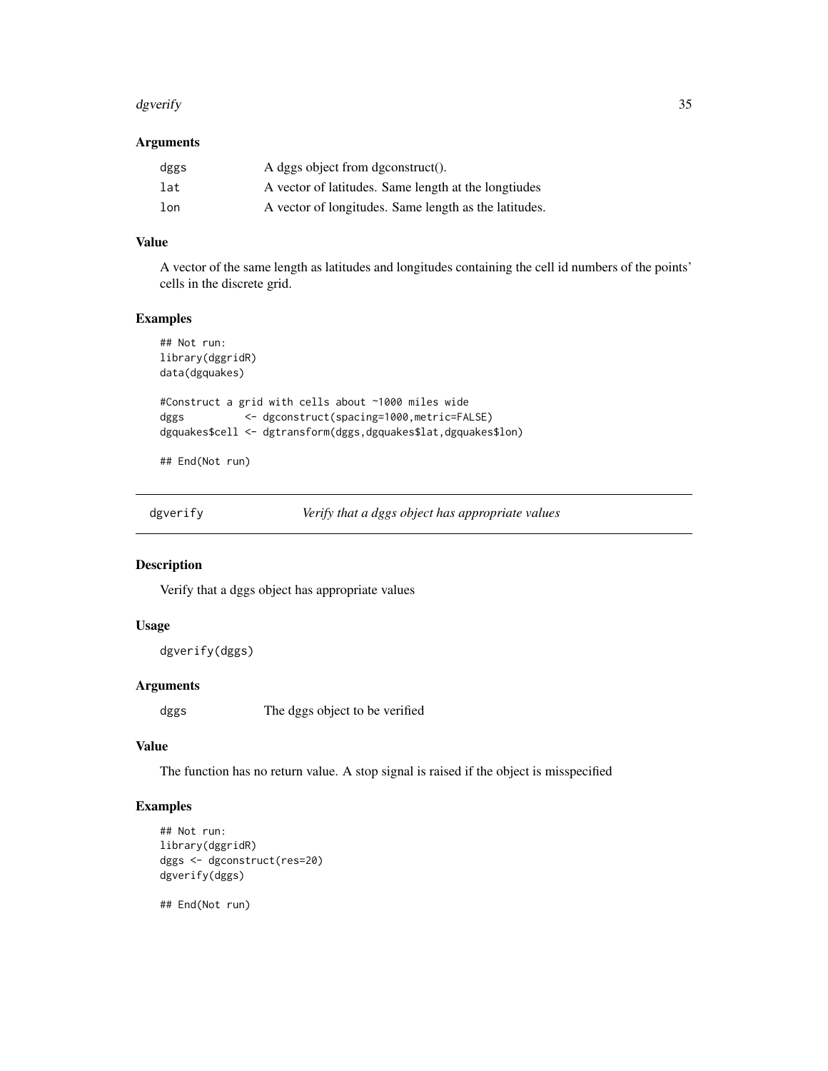### Arguments

| | |
|---|---|
| dggs | A dggs object from dgconstruct(). |
| lat | A vector of latitudes. Same length at the longtiudes |
| lon | A vector of longitudes. Same length as the latitudes. |

### Value

A vector of the same length as latitudes and longitudes containing the cell id numbers of the points' cells in the discrete grid.

### Examples

```
## Not run:
library(dggridR)
data(dgquakes)

#Construct a grid with cells about ~1000 miles wide
dggs          <- dgconstruct(spacing=1000,metric=FALSE)
dgquakes$cell <- dgtransform(dggs,dgquakes$lat,dgquakes$lon)

## End(Not run)
```

## dgverify — *Verify that a dggs object has appropriate values*

### Description

Verify that a dggs object has appropriate values

### Usage

```
dgverify(dggs)
```

### Arguments

| | |
|---|---|
| dggs | The dggs object to be verified |

### Value

The function has no return value. A stop signal is raised if the object is misspecified

### Examples

```
## Not run:
library(dggridR)
dggs <- dgconstruct(res=20)
dgverify(dggs)

## End(Not run)
```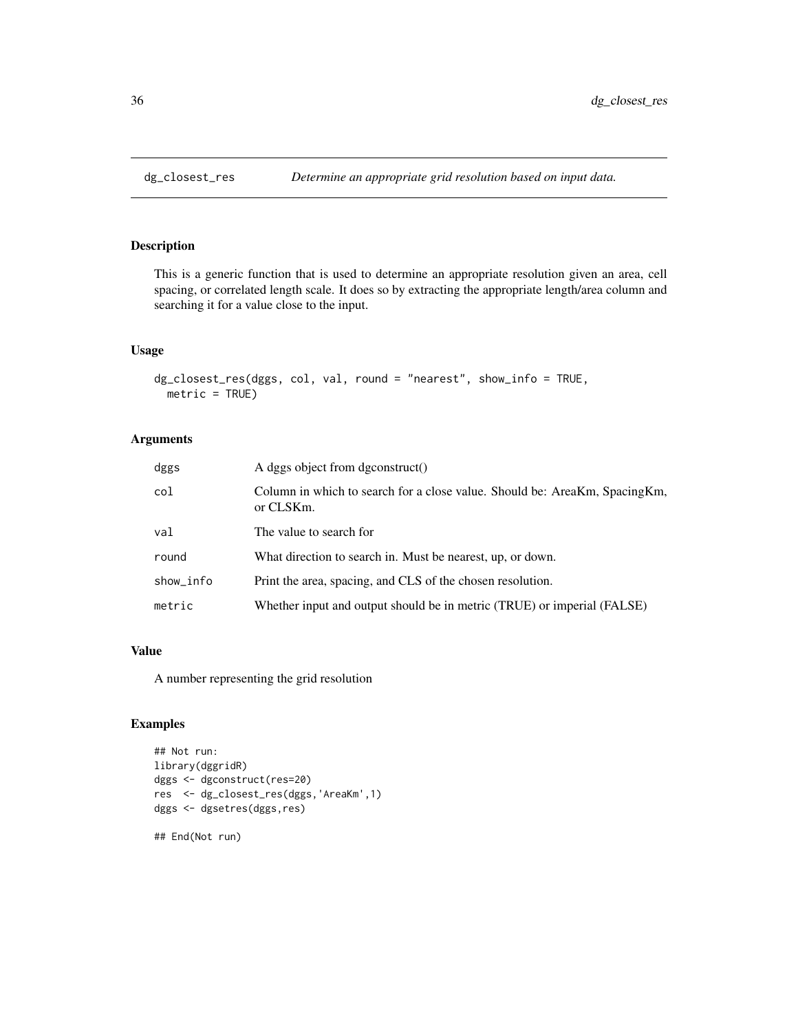## dg_closest_res — *Determine an appropriate grid resolution based on input data.*

### Description

This is a generic function that is used to determine an appropriate resolution given an area, cell spacing, or correlated length scale. It does so by extracting the appropriate length/area column and searching it for a value close to the input.

### Usage

```
dg_closest_res(dggs, col, val, round = "nearest", show_info = TRUE,
  metric = TRUE)
```

### Arguments

| | |
|---|---|
| dggs | A dggs object from dgconstruct() |
| col | Column in which to search for a close value. Should be: AreaKm, SpacingKm, or CLSKm. |
| val | The value to search for |
| round | What direction to search in. Must be nearest, up, or down. |
| show_info | Print the area, spacing, and CLS of the chosen resolution. |
| metric | Whether input and output should be in metric (TRUE) or imperial (FALSE) |

### Value

A number representing the grid resolution

### Examples

```
## Not run:
library(dggridR)
dggs <- dgconstruct(res=20)
res  <- dg_closest_res(dggs,'AreaKm',1)
dggs <- dgsetres(dggs,res)

## End(Not run)
```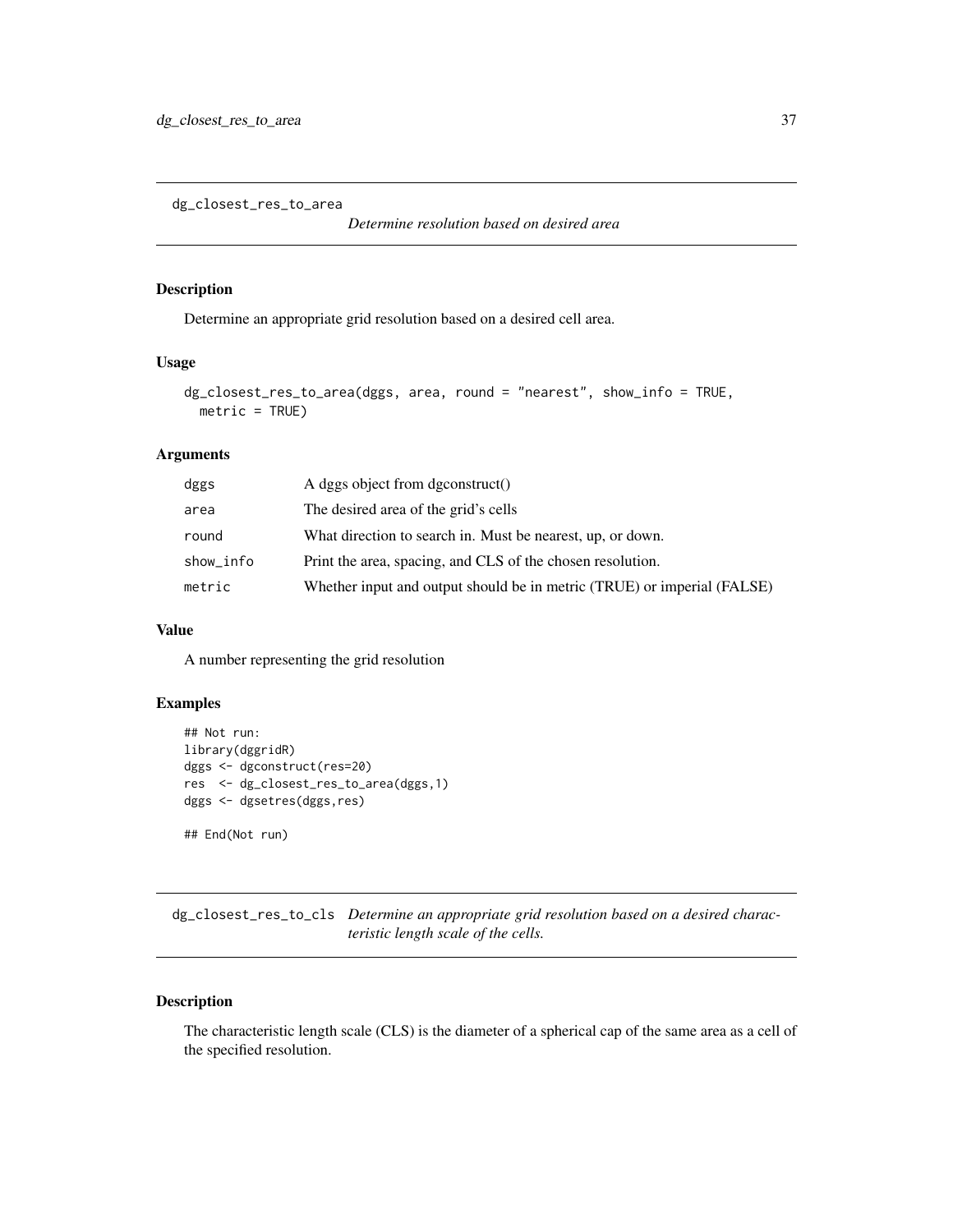## dg_closest_res_to_area

*Determine resolution based on desired area*

### Description

Determine an appropriate grid resolution based on a desired cell area.

### Usage

```
dg_closest_res_to_area(dggs, area, round = "nearest", show_info = TRUE,
  metric = TRUE)
```

### Arguments

| | |
|---|---|
| dggs | A dggs object from dgconstruct() |
| area | The desired area of the grid's cells |
| round | What direction to search in. Must be nearest, up, or down. |
| show_info | Print the area, spacing, and CLS of the chosen resolution. |
| metric | Whether input and output should be in metric (TRUE) or imperial (FALSE) |

### Value

A number representing the grid resolution

### Examples

```
## Not run:
library(dggridR)
dggs <- dgconstruct(res=20)
res  <- dg_closest_res_to_area(dggs,1)
dggs <- dgsetres(dggs,res)

## End(Not run)
```

## dg_closest_res_to_cls

*Determine an appropriate grid resolution based on a desired characteristic length scale of the cells.*

### Description

The characteristic length scale (CLS) is the diameter of a spherical cap of the same area as a cell of the specified resolution.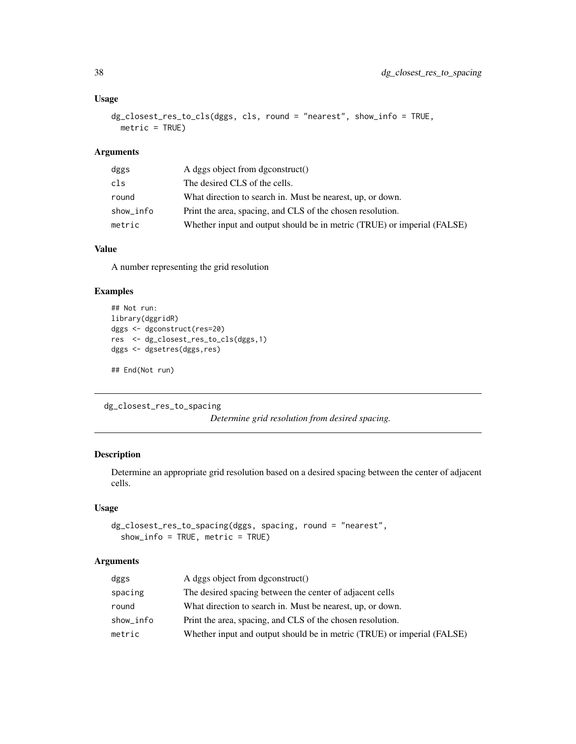### Usage

```
dg_closest_res_to_cls(dggs, cls, round = "nearest", show_info = TRUE,
  metric = TRUE)
```

### Arguments

| | |
|---|---|
| dggs | A dggs object from dgconstruct() |
| cls | The desired CLS of the cells. |
| round | What direction to search in. Must be nearest, up, or down. |
| show_info | Print the area, spacing, and CLS of the chosen resolution. |
| metric | Whether input and output should be in metric (TRUE) or imperial (FALSE) |

### Value

A number representing the grid resolution

### Examples

```
## Not run:
library(dggridR)
dggs <- dgconstruct(res=20)
res  <- dg_closest_res_to_cls(dggs,1)
dggs <- dgsetres(dggs,res)

## End(Not run)
```

---

## dg_closest_res_to_spacing

*Determine grid resolution from desired spacing.*

### Description

Determine an appropriate grid resolution based on a desired spacing between the center of adjacent cells.

### Usage

```
dg_closest_res_to_spacing(dggs, spacing, round = "nearest",
  show_info = TRUE, metric = TRUE)
```

### Arguments

| | |
|---|---|
| dggs | A dggs object from dgconstruct() |
| spacing | The desired spacing between the center of adjacent cells |
| round | What direction to search in. Must be nearest, up, or down. |
| show_info | Print the area, spacing, and CLS of the chosen resolution. |
| metric | Whether input and output should be in metric (TRUE) or imperial (FALSE) |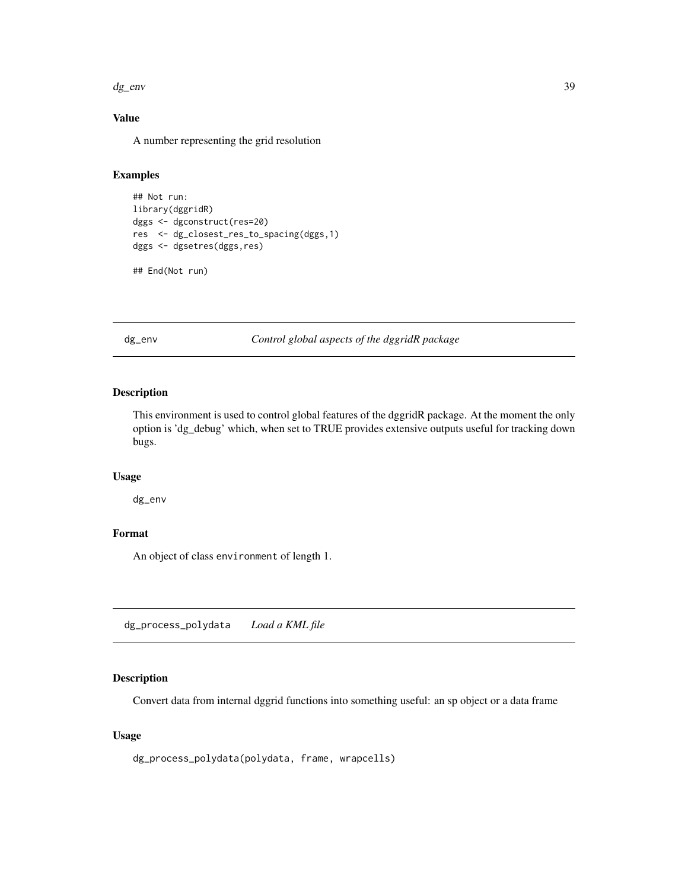### Value

A number representing the grid resolution

### Examples

```
## Not run:
library(dggridR)
dggs <- dgconstruct(res=20)
res  <- dg_closest_res_to_spacing(dggs,1)
dggs <- dgsetres(dggs,res)

## End(Not run)
```

---

## dg_env — *Control global aspects of the dggridR package*

### Description

This environment is used to control global features of the dggridR package. At the moment the only option is 'dg_debug' which, when set to TRUE provides extensive outputs useful for tracking down bugs.

### Usage

```
dg_env
```

### Format

An object of class `environment` of length 1.

---

## dg_process_polydata — *Load a KML file*

### Description

Convert data from internal dggrid functions into something useful: an sp object or a data frame

### Usage

```
dg_process_polydata(polydata, frame, wrapcells)
```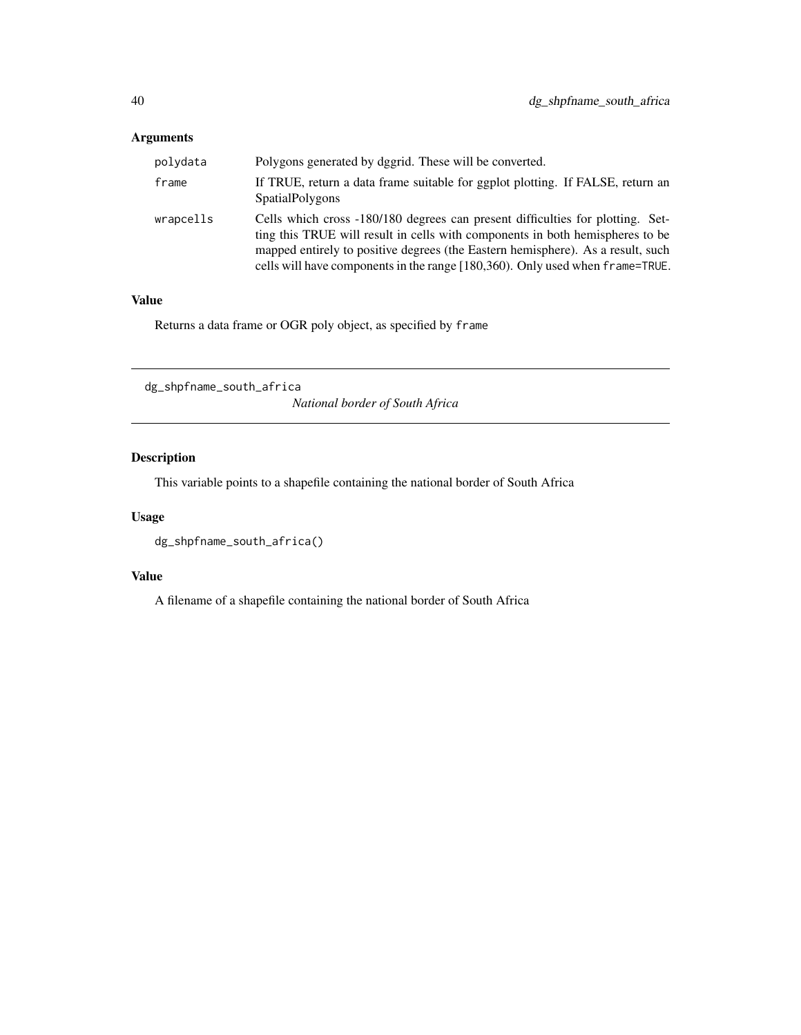## Arguments

| | |
|---|---|
| polydata | Polygons generated by dggrid. These will be converted. |
| frame | If TRUE, return a data frame suitable for ggplot plotting. If FALSE, return an SpatialPolygons |
| wrapcells | Cells which cross -180/180 degrees can present difficulties for plotting. Setting this TRUE will result in cells with components in both hemispheres to be mapped entirely to positive degrees (the Eastern hemisphere). As a result, such cells will have components in the range [180,360). Only used when `frame=TRUE`. |

## Value

Returns a data frame or OGR poly object, as specified by `frame`

---

# dg_shpfname_south_africa

*National border of South Africa*

## Description

This variable points to a shapefile containing the national border of South Africa

## Usage

```
dg_shpfname_south_africa()
```

## Value

A filename of a shapefile containing the national border of South Africa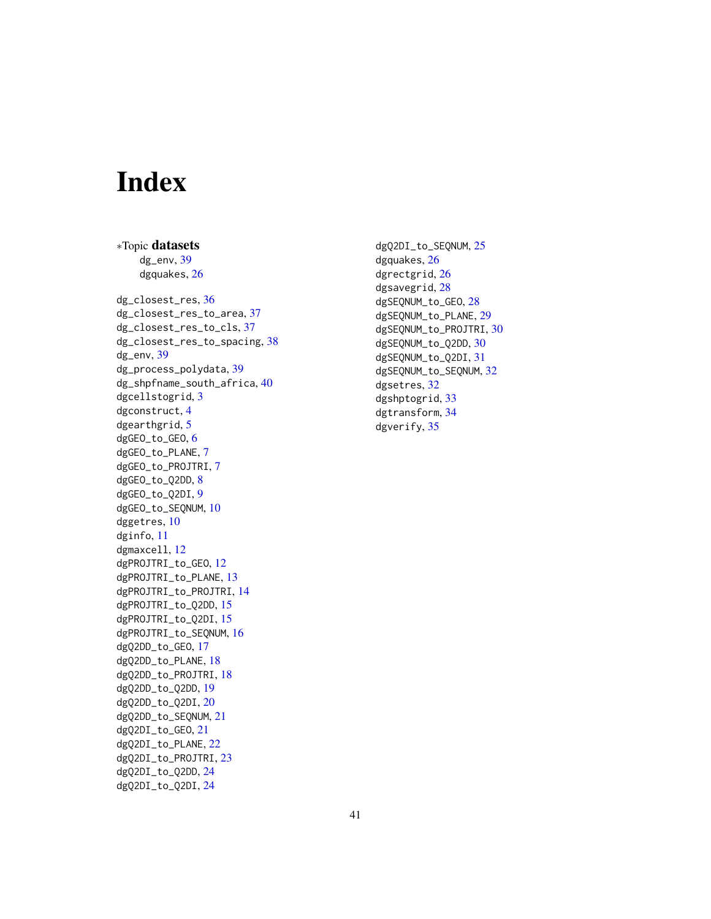# Index

*Topic **datasets**
- dg_env, 39
- dgquakes, 26

dg_closest_res, 36
dg_closest_res_to_area, 37
dg_closest_res_to_cls, 37
dg_closest_res_to_spacing, 38
dg_env, 39
dg_process_polydata, 39
dg_shpfname_south_africa, 40
dgcellstogrid, 3
dgconstruct, 4
dgearthgrid, 5
dgGEO_to_GEO, 6
dgGEO_to_PLANE, 7
dgGEO_to_PROJTRI, 7
dgGEO_to_Q2DD, 8
dgGEO_to_Q2DI, 9
dgGEO_to_SEQNUM, 10
dggetres, 10
dginfo, 11
dgmaxcell, 12
dgPROJTRI_to_GEO, 12
dgPROJTRI_to_PLANE, 13
dgPROJTRI_to_PROJTRI, 14
dgPROJTRI_to_Q2DD, 15
dgPROJTRI_to_Q2DI, 15
dgPROJTRI_to_SEQNUM, 16
dgQ2DD_to_GEO, 17
dgQ2DD_to_PLANE, 18
dgQ2DD_to_PROJTRI, 18
dgQ2DD_to_Q2DD, 19
dgQ2DD_to_Q2DI, 20
dgQ2DD_to_SEQNUM, 21
dgQ2DI_to_GEO, 21
dgQ2DI_to_PLANE, 22
dgQ2DI_to_PROJTRI, 23
dgQ2DI_to_Q2DD, 24
dgQ2DI_to_Q2DI, 24
dgQ2DI_to_SEQNUM, 25
dgquakes, 26
dgrectgrid, 26
dgsavegrid, 28
dgSEQNUM_to_GEO, 28
dgSEQNUM_to_PLANE, 29
dgSEQNUM_to_PROJTRI, 30
dgSEQNUM_to_Q2DD, 30
dgSEQNUM_to_Q2DI, 31
dgSEQNUM_to_SEQNUM, 32
dgsetres, 32
dgshptogrid, 33
dgtransform, 34
dgverify, 35